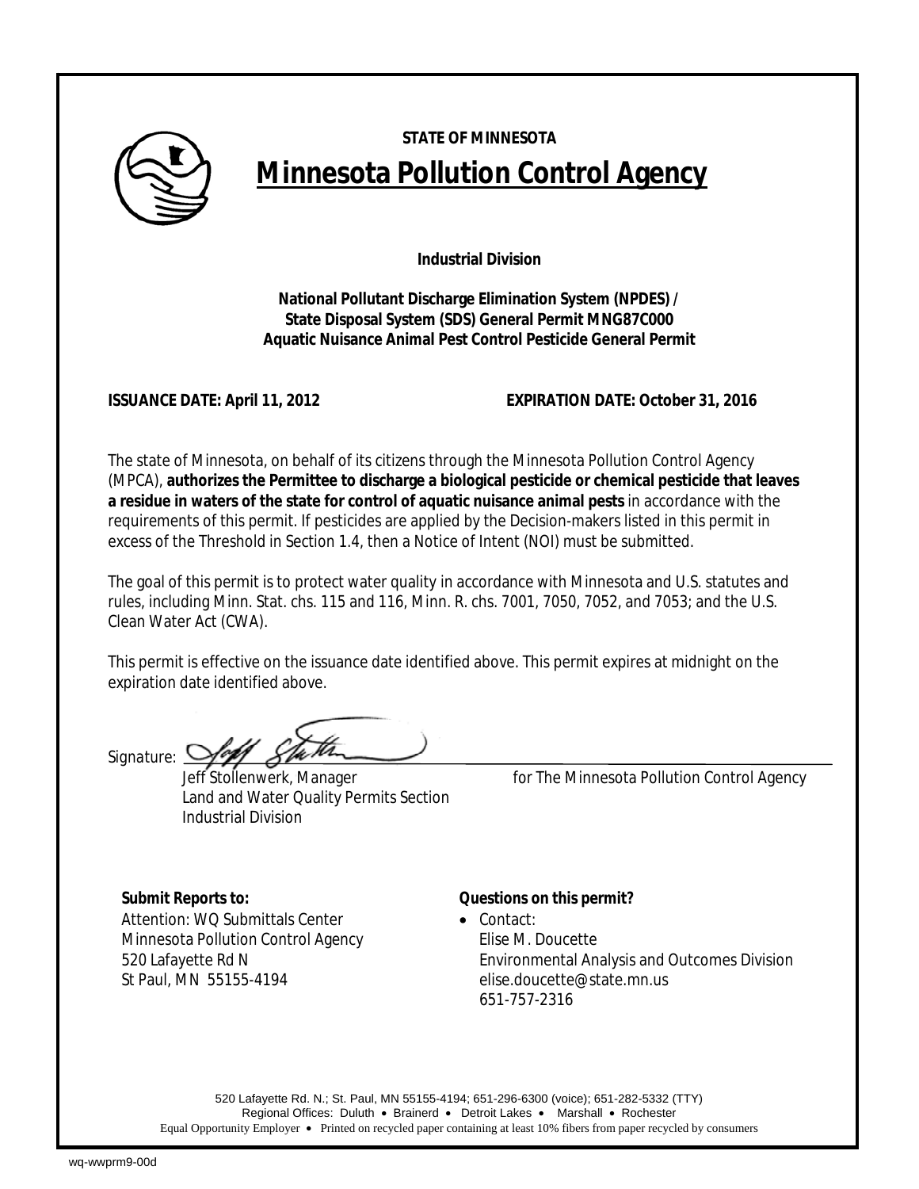**STATE OF MINNESOTA**

# Minnesota Pollution Control Agency

**Industrial Division**

**National Pollutant Discharge Elimination System (NPDES) /**
**State Disposal System (SDS) General Permit MNG87C000**
**Aquatic Nuisance Animal Pest Control Pesticide General Permit**

**ISSUANCE DATE: April 11, 2012** **EXPIRATION DATE: October 31, 2016**

The state of Minnesota, on behalf of its citizens through the Minnesota Pollution Control Agency (MPCA), **authorizes the Permittee to discharge a biological pesticide or chemical pesticide that leaves a residue in waters of the state for control of aquatic nuisance animal pests** in accordance with the requirements of this permit. If pesticides are applied by the Decision-makers listed in this permit in excess of the Threshold in Section 1.4, then a Notice of Intent (NOI) must be submitted.

The goal of this permit is to protect water quality in accordance with Minnesota and U.S. statutes and rules, including Minn. Stat. chs. 115 and 116, Minn. R. chs. 7001, 7050, 7052, and 7053; and the U.S. Clean Water Act (CWA).

This permit is effective on the issuance date identified above. This permit expires at midnight on the expiration date identified above.

Signature: ______________________________

Jeff Stollenwerk, Manager
Land and Water Quality Permits Section
Industrial Division

for The Minnesota Pollution Control Agency

**Submit Reports to:**

Attention: WQ Submittals Center
Minnesota Pollution Control Agency
520 Lafayette Rd N
St Paul, MN 55155-4194

**Questions on this permit?**

- Contact:
  Elise M. Doucette
  Environmental Analysis and Outcomes Division
  elise.doucette@state.mn.us
  651-757-2316

520 Lafayette Rd. N.; St. Paul, MN 55155-4194; 651-296-6300 (voice); 651-282-5332 (TTY)
Regional Offices: Duluth • Brainerd • Detroit Lakes • Marshall • Rochester
Equal Opportunity Employer • Printed on recycled paper containing at least 10% fibers from paper recycled by consumers

wq-wwprm9-00d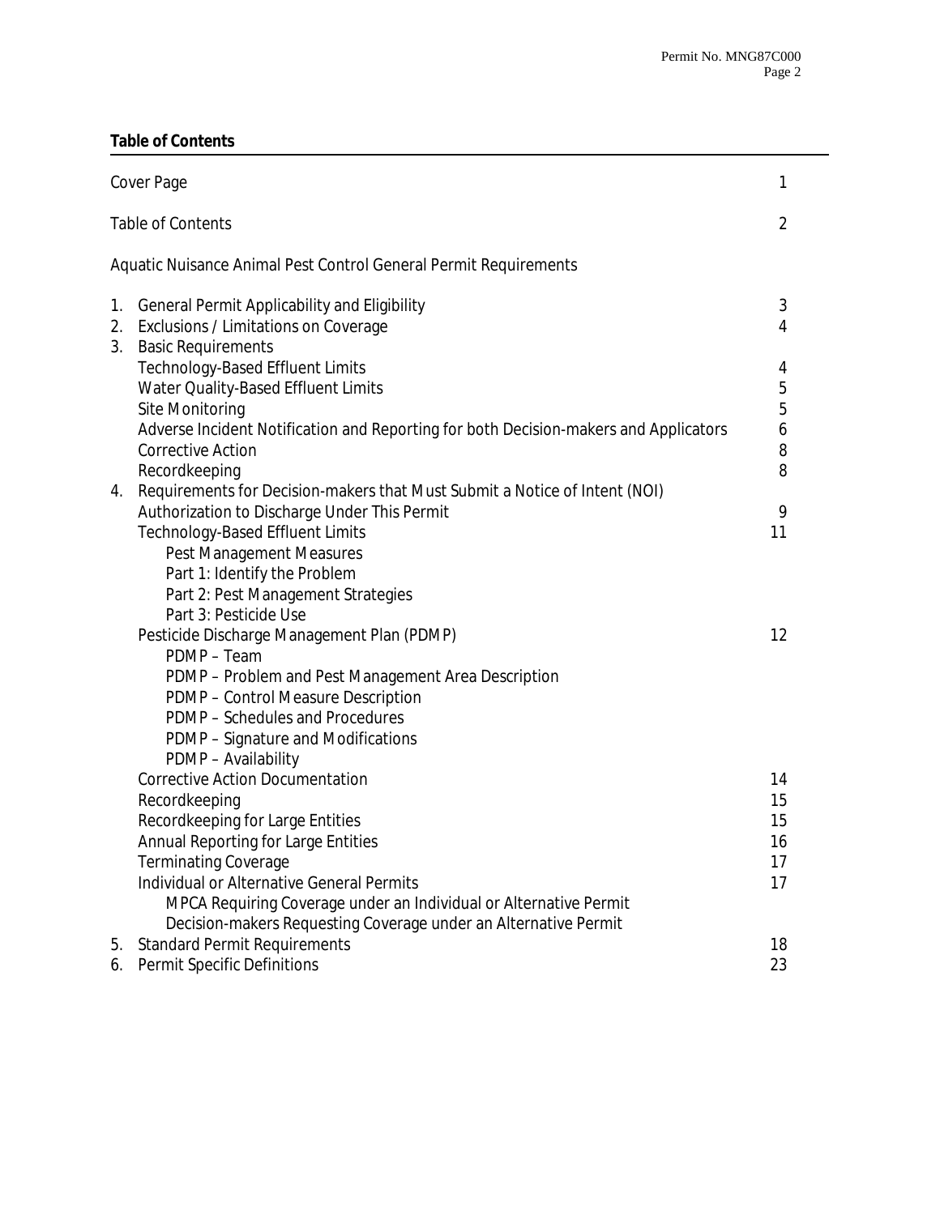**Table of Contents**

| | |
|---|---|
| Cover Page | 1 |
| Table of Contents | 2 |
| Aquatic Nuisance Animal Pest Control General Permit Requirements | |
| 1. General Permit Applicability and Eligibility | 3 |
| 2. Exclusions / Limitations on Coverage | 4 |
| 3. Basic Requirements | |
| Technology-Based Effluent Limits | 4 |
| Water Quality-Based Effluent Limits | 5 |
| Site Monitoring | 5 |
| Adverse Incident Notification and Reporting for both Decision-makers and Applicators | 6 |
| Corrective Action | 8 |
| Recordkeeping | 8 |
| 4. Requirements for Decision-makers that Must Submit a Notice of Intent (NOI) | |
| Authorization to Discharge Under This Permit | 9 |
| Technology-Based Effluent Limits | 11 |
| Pest Management Measures | |
| Part 1: Identify the Problem | |
| Part 2: Pest Management Strategies | |
| Part 3: Pesticide Use | |
| Pesticide Discharge Management Plan (PDMP) | 12 |
| PDMP – Team | |
| PDMP – Problem and Pest Management Area Description | |
| PDMP – Control Measure Description | |
| PDMP – Schedules and Procedures | |
| PDMP – Signature and Modifications | |
| PDMP – Availability | |
| Corrective Action Documentation | 14 |
| Recordkeeping | 15 |
| Recordkeeping for Large Entities | 15 |
| Annual Reporting for Large Entities | 16 |
| Terminating Coverage | 17 |
| Individual or Alternative General Permits | 17 |
| MPCA Requiring Coverage under an Individual or Alternative Permit | |
| Decision-makers Requesting Coverage under an Alternative Permit | |
| 5. Standard Permit Requirements | 18 |
| 6. Permit Specific Definitions | 23 |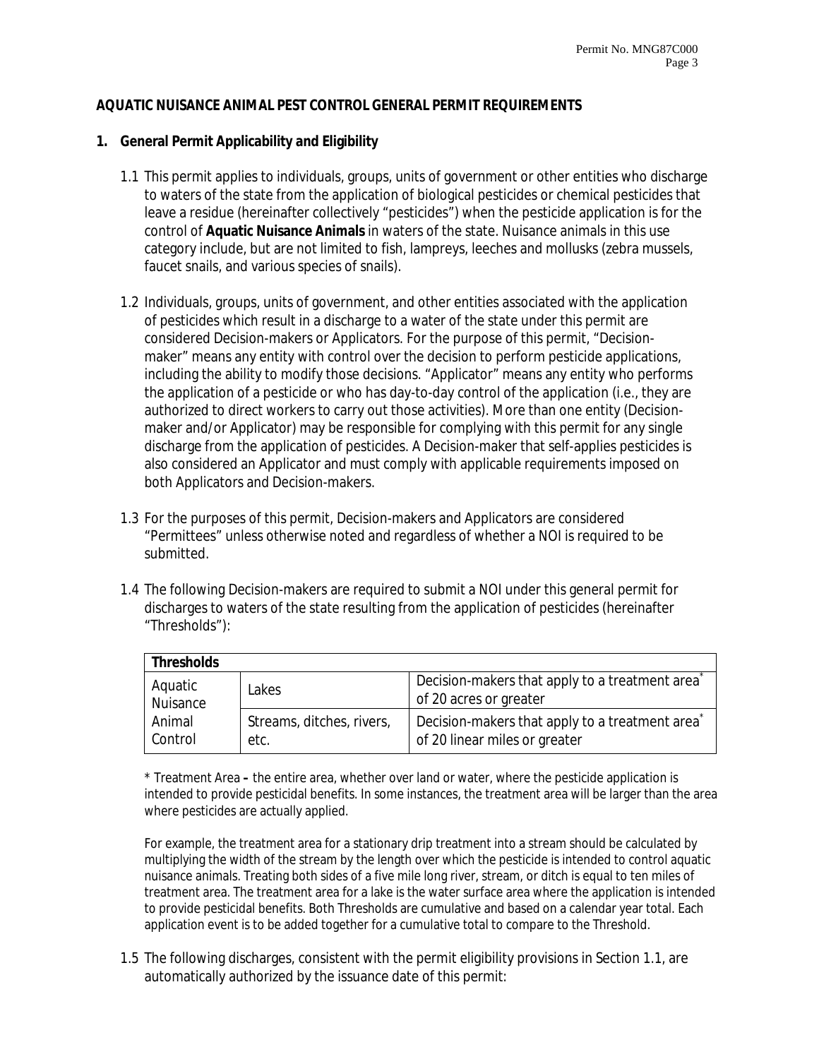## AQUATIC NUISANCE ANIMAL PEST CONTROL GENERAL PERMIT REQUIREMENTS

### 1. General Permit Applicability and Eligibility

1.1 This permit applies to individuals, groups, units of government or other entities who discharge to waters of the state from the application of biological pesticides or chemical pesticides that leave a residue (hereinafter collectively "pesticides") when the pesticide application is for the control of **Aquatic Nuisance Animals** in waters of the state. Nuisance animals in this use category include, but are not limited to fish, lampreys, leeches and mollusks (zebra mussels, faucet snails, and various species of snails).

1.2 Individuals, groups, units of government, and other entities associated with the application of pesticides which result in a discharge to a water of the state under this permit are considered Decision-makers or Applicators. For the purpose of this permit, "Decision-maker" means any entity with control over the decision to perform pesticide applications, including the ability to modify those decisions. "Applicator" means any entity who performs the application of a pesticide or who has day-to-day control of the application (i.e., they are authorized to direct workers to carry out those activities). More than one entity (Decision-maker and/or Applicator) may be responsible for complying with this permit for any single discharge from the application of pesticides. A Decision-maker that self-applies pesticides is also considered an Applicator and must comply with applicable requirements imposed on both Applicators and Decision-makers.

1.3 For the purposes of this permit, Decision-makers and Applicators are considered "Permittees" unless otherwise noted and regardless of whether a NOI is required to be submitted.

1.4 The following Decision-makers are required to submit a NOI under this general permit for discharges to waters of the state resulting from the application of pesticides (hereinafter "Thresholds"):

| **Thresholds** | | |
|---|---|---|
| Aquatic Nuisance Animal Control | Lakes | Decision-makers that apply to a treatment area* of 20 acres or greater |
| | Streams, ditches, rivers, etc. | Decision-makers that apply to a treatment area* of 20 linear miles or greater |

\* Treatment Area **–** the entire area, whether over land or water, where the pesticide application is intended to provide pesticidal benefits. In some instances, the treatment area will be larger than the area where pesticides are actually applied.

For example, the treatment area for a stationary drip treatment into a stream should be calculated by multiplying the width of the stream by the length over which the pesticide is intended to control aquatic nuisance animals. Treating both sides of a five mile long river, stream, or ditch is equal to ten miles of treatment area. The treatment area for a lake is the water surface area where the application is intended to provide pesticidal benefits. Both Thresholds are cumulative and based on a calendar year total. Each application event is to be added together for a cumulative total to compare to the Threshold.

1.5 The following discharges, consistent with the permit eligibility provisions in Section 1.1, are automatically authorized by the issuance date of this permit: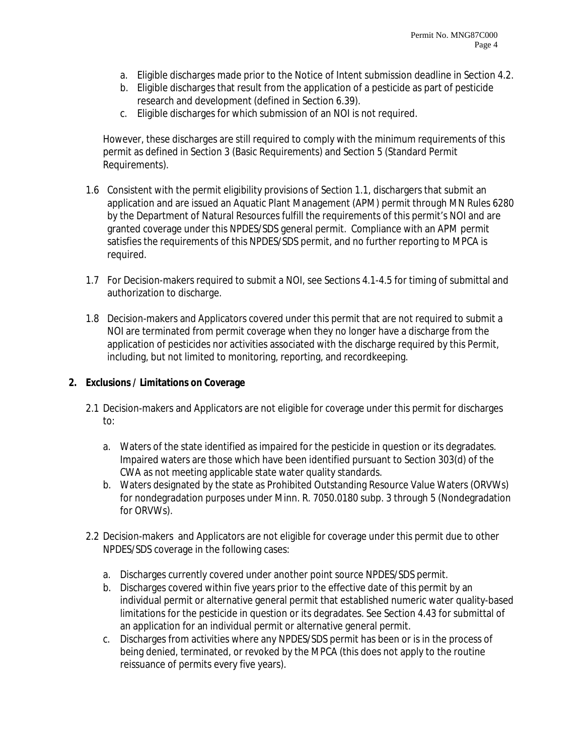a. Eligible discharges made prior to the Notice of Intent submission deadline in Section 4.2.
b. Eligible discharges that result from the application of a pesticide as part of pesticide research and development (defined in Section 6.39).
c. Eligible discharges for which submission of an NOI is not required.

However, these discharges are still required to comply with the minimum requirements of this permit as defined in Section 3 (Basic Requirements) and Section 5 (Standard Permit Requirements).

1.6 Consistent with the permit eligibility provisions of Section 1.1, dischargers that submit an application and are issued an Aquatic Plant Management (APM) permit through MN Rules 6280 by the Department of Natural Resources fulfill the requirements of this permit's NOI and are granted coverage under this NPDES/SDS general permit. Compliance with an APM permit satisfies the requirements of this NPDES/SDS permit, and no further reporting to MPCA is required.

1.7 For Decision-makers required to submit a NOI, see Sections 4.1-4.5 for timing of submittal and authorization to discharge.

1.8 Decision-makers and Applicators covered under this permit that are not required to submit a NOI are terminated from permit coverage when they no longer have a discharge from the application of pesticides nor activities associated with the discharge required by this Permit, including, but not limited to monitoring, reporting, and recordkeeping.

**2. Exclusions / Limitations on Coverage**

2.1 Decision-makers and Applicators are not eligible for coverage under this permit for discharges to:

a. Waters of the state identified as impaired for the pesticide in question or its degradates. Impaired waters are those which have been identified pursuant to Section 303(d) of the CWA as not meeting applicable state water quality standards.
b. Waters designated by the state as Prohibited Outstanding Resource Value Waters (ORVWs) for nondegradation purposes under Minn. R. 7050.0180 subp. 3 through 5 (Nondegradation for ORVWs).

2.2 Decision-makers and Applicators are not eligible for coverage under this permit due to other NPDES/SDS coverage in the following cases:

a. Discharges currently covered under another point source NPDES/SDS permit.
b. Discharges covered within five years prior to the effective date of this permit by an individual permit or alternative general permit that established numeric water quality-based limitations for the pesticide in question or its degradates. See Section 4.43 for submittal of an application for an individual permit or alternative general permit.
c. Discharges from activities where any NPDES/SDS permit has been or is in the process of being denied, terminated, or revoked by the MPCA (this does not apply to the routine reissuance of permits every five years).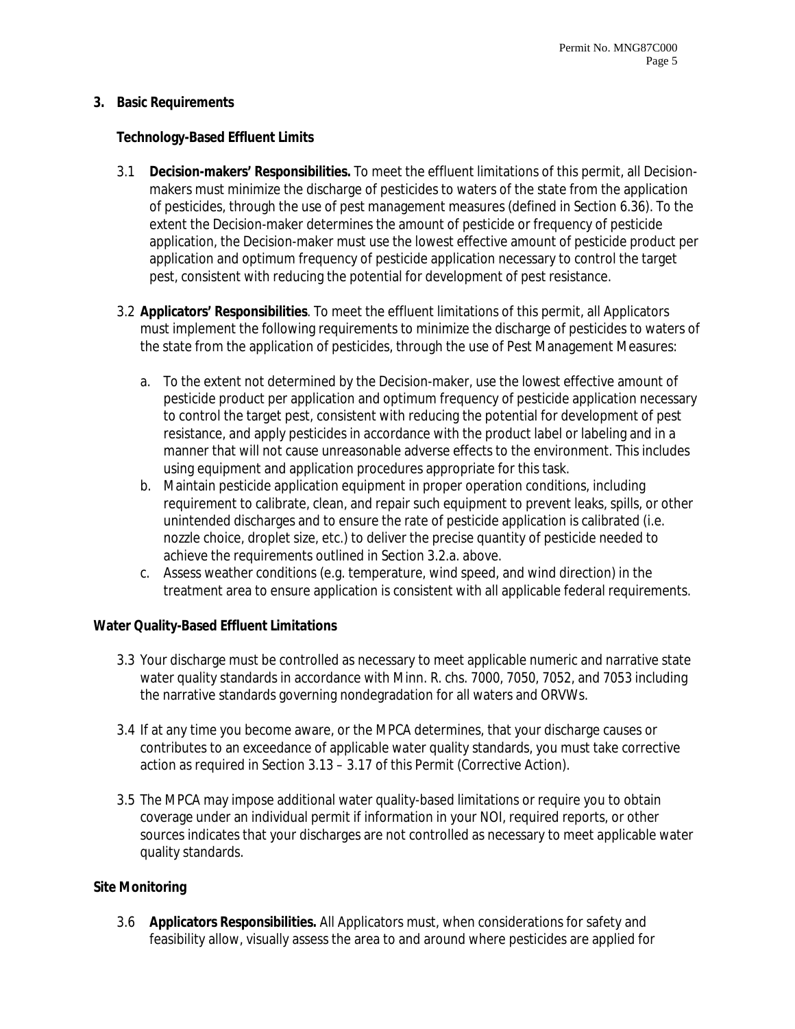## 3. Basic Requirements

### Technology-Based Effluent Limits

3.1 **Decision-makers' Responsibilities.** To meet the effluent limitations of this permit, all Decision-makers must minimize the discharge of pesticides to waters of the state from the application of pesticides, through the use of pest management measures (defined in Section 6.36). To the extent the Decision-maker determines the amount of pesticide or frequency of pesticide application, the Decision-maker must use the lowest effective amount of pesticide product per application and optimum frequency of pesticide application necessary to control the target pest, consistent with reducing the potential for development of pest resistance.

3.2 **Applicators' Responsibilities**. To meet the effluent limitations of this permit, all Applicators must implement the following requirements to minimize the discharge of pesticides to waters of the state from the application of pesticides, through the use of Pest Management Measures:

a. To the extent not determined by the Decision-maker, use the lowest effective amount of pesticide product per application and optimum frequency of pesticide application necessary to control the target pest, consistent with reducing the potential for development of pest resistance, and apply pesticides in accordance with the product label or labeling and in a manner that will not cause unreasonable adverse effects to the environment. This includes using equipment and application procedures appropriate for this task.

b. Maintain pesticide application equipment in proper operation conditions, including requirement to calibrate, clean, and repair such equipment to prevent leaks, spills, or other unintended discharges and to ensure the rate of pesticide application is calibrated (i.e. nozzle choice, droplet size, etc.) to deliver the precise quantity of pesticide needed to achieve the requirements outlined in Section 3.2.a. above.

c. Assess weather conditions (e.g. temperature, wind speed, and wind direction) in the treatment area to ensure application is consistent with all applicable federal requirements.

### Water Quality-Based Effluent Limitations

3.3 Your discharge must be controlled as necessary to meet applicable numeric and narrative state water quality standards in accordance with Minn. R. chs. 7000, 7050, 7052, and 7053 including the narrative standards governing nondegradation for all waters and ORVWs.

3.4 If at any time you become aware, or the MPCA determines, that your discharge causes or contributes to an exceedance of applicable water quality standards, you must take corrective action as required in Section 3.13 – 3.17 of this Permit (Corrective Action).

3.5 The MPCA may impose additional water quality-based limitations or require you to obtain coverage under an individual permit if information in your NOI, required reports, or other sources indicates that your discharges are not controlled as necessary to meet applicable water quality standards.

### Site Monitoring

3.6 **Applicators Responsibilities.** All Applicators must, when considerations for safety and feasibility allow, visually assess the area to and around where pesticides are applied for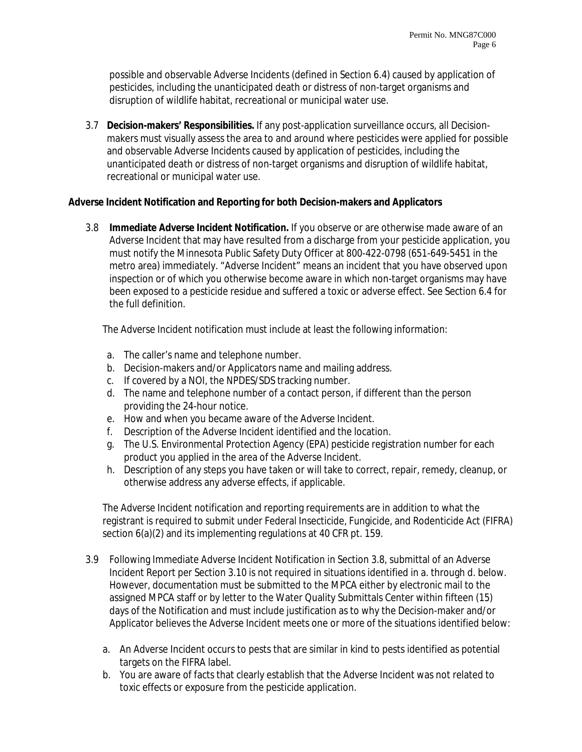possible and observable Adverse Incidents (defined in Section 6.4) caused by application of pesticides, including the unanticipated death or distress of non-target organisms and disruption of wildlife habitat, recreational or municipal water use.

3.7 **Decision-makers' Responsibilities.** If any post-application surveillance occurs, all Decision-makers must visually assess the area to and around where pesticides were applied for possible and observable Adverse Incidents caused by application of pesticides, including the unanticipated death or distress of non-target organisms and disruption of wildlife habitat, recreational or municipal water use.

**Adverse Incident Notification and Reporting for both Decision-makers and Applicators**

3.8 **Immediate Adverse Incident Notification.** If you observe or are otherwise made aware of an Adverse Incident that may have resulted from a discharge from your pesticide application, you must notify the Minnesota Public Safety Duty Officer at 800-422-0798 (651-649-5451 in the metro area) immediately. "Adverse Incident" means an incident that you have observed upon inspection or of which you otherwise become aware in which non-target organisms may have been exposed to a pesticide residue and suffered a toxic or adverse effect. See Section 6.4 for the full definition.

The Adverse Incident notification must include at least the following information:

a. The caller's name and telephone number.
b. Decision-makers and/or Applicators name and mailing address.
c. If covered by a NOI, the NPDES/SDS tracking number.
d. The name and telephone number of a contact person, if different than the person providing the 24-hour notice.
e. How and when you became aware of the Adverse Incident.
f. Description of the Adverse Incident identified and the location.
g. The U.S. Environmental Protection Agency (EPA) pesticide registration number for each product you applied in the area of the Adverse Incident.
h. Description of any steps you have taken or will take to correct, repair, remedy, cleanup, or otherwise address any adverse effects, if applicable.

The Adverse Incident notification and reporting requirements are in addition to what the registrant is required to submit under Federal Insecticide, Fungicide, and Rodenticide Act (FIFRA) section 6(a)(2) and its implementing regulations at 40 CFR pt. 159.

3.9 Following Immediate Adverse Incident Notification in Section 3.8, submittal of an Adverse Incident Report per Section 3.10 is not required in situations identified in a. through d. below. However, documentation must be submitted to the MPCA either by electronic mail to the assigned MPCA staff or by letter to the Water Quality Submittals Center within fifteen (15) days of the Notification and must include justification as to why the Decision-maker and/or Applicator believes the Adverse Incident meets one or more of the situations identified below:

a. An Adverse Incident occurs to pests that are similar in kind to pests identified as potential targets on the FIFRA label.
b. You are aware of facts that clearly establish that the Adverse Incident was not related to toxic effects or exposure from the pesticide application.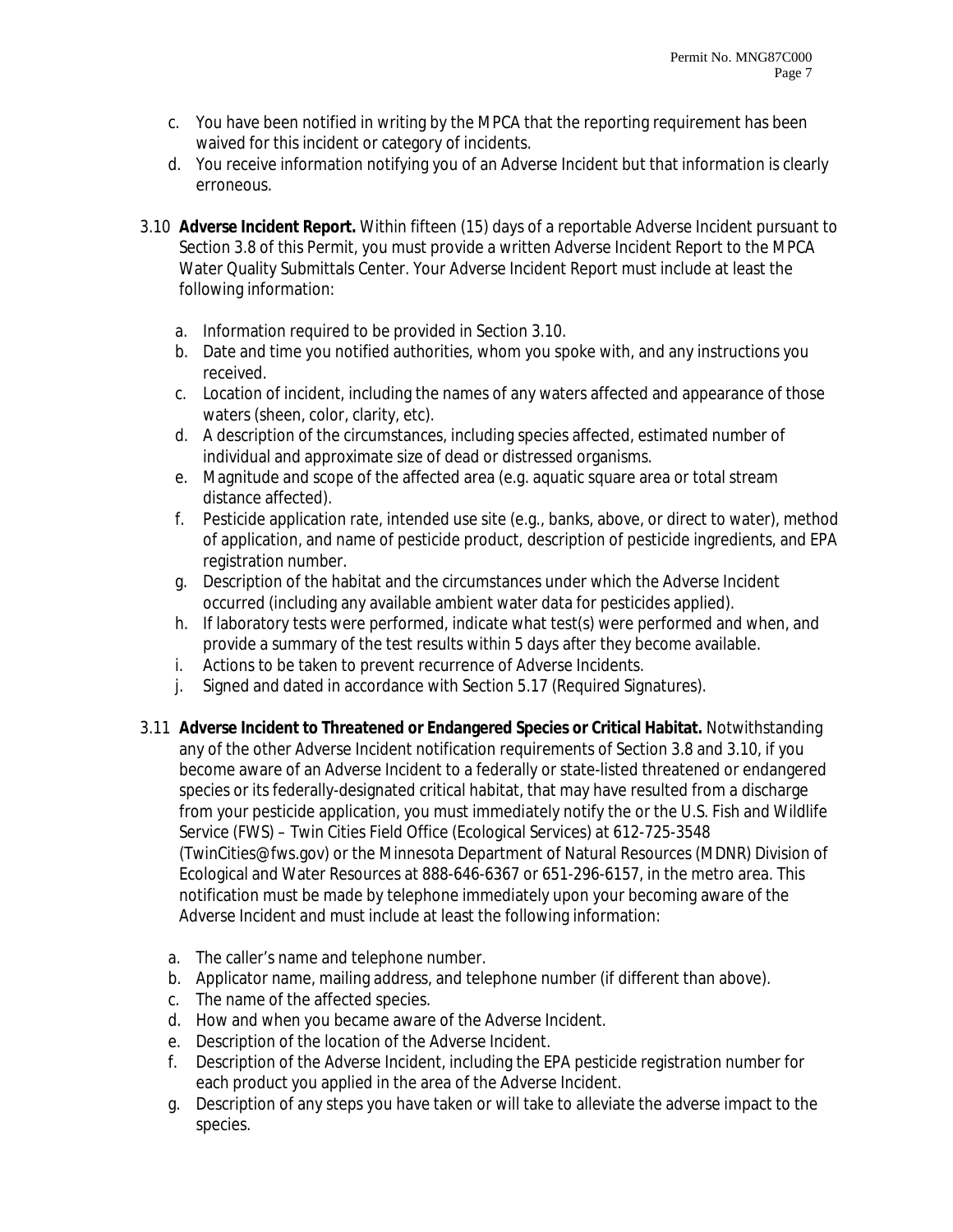c. You have been notified in writing by the MPCA that the reporting requirement has been waived for this incident or category of incidents.
d. You receive information notifying you of an Adverse Incident but that information is clearly erroneous.

3.10 **Adverse Incident Report.** Within fifteen (15) days of a reportable Adverse Incident pursuant to Section 3.8 of this Permit, you must provide a written Adverse Incident Report to the MPCA Water Quality Submittals Center. Your Adverse Incident Report must include at least the following information:

a. Information required to be provided in Section 3.10.
b. Date and time you notified authorities, whom you spoke with, and any instructions you received.
c. Location of incident, including the names of any waters affected and appearance of those waters (sheen, color, clarity, etc).
d. A description of the circumstances, including species affected, estimated number of individual and approximate size of dead or distressed organisms.
e. Magnitude and scope of the affected area (e.g. aquatic square area or total stream distance affected).
f. Pesticide application rate, intended use site (e.g., banks, above, or direct to water), method of application, and name of pesticide product, description of pesticide ingredients, and EPA registration number.
g. Description of the habitat and the circumstances under which the Adverse Incident occurred (including any available ambient water data for pesticides applied).
h. If laboratory tests were performed, indicate what test(s) were performed and when, and provide a summary of the test results within 5 days after they become available.
i. Actions to be taken to prevent recurrence of Adverse Incidents.
j. Signed and dated in accordance with Section 5.17 (Required Signatures).

3.11 **Adverse Incident to Threatened or Endangered Species or Critical Habitat.** Notwithstanding any of the other Adverse Incident notification requirements of Section 3.8 and 3.10, if you become aware of an Adverse Incident to a federally or state-listed threatened or endangered species or its federally-designated critical habitat, that may have resulted from a discharge from your pesticide application, you must immediately notify the or the U.S. Fish and Wildlife Service (FWS) – Twin Cities Field Office (Ecological Services) at 612-725-3548 (TwinCities@fws.gov) or the Minnesota Department of Natural Resources (MDNR) Division of Ecological and Water Resources at 888-646-6367 or 651-296-6157, in the metro area. This notification must be made by telephone immediately upon your becoming aware of the Adverse Incident and must include at least the following information:

a. The caller's name and telephone number.
b. Applicator name, mailing address, and telephone number (if different than above).
c. The name of the affected species.
d. How and when you became aware of the Adverse Incident.
e. Description of the location of the Adverse Incident.
f. Description of the Adverse Incident, including the EPA pesticide registration number for each product you applied in the area of the Adverse Incident.
g. Description of any steps you have taken or will take to alleviate the adverse impact to the species.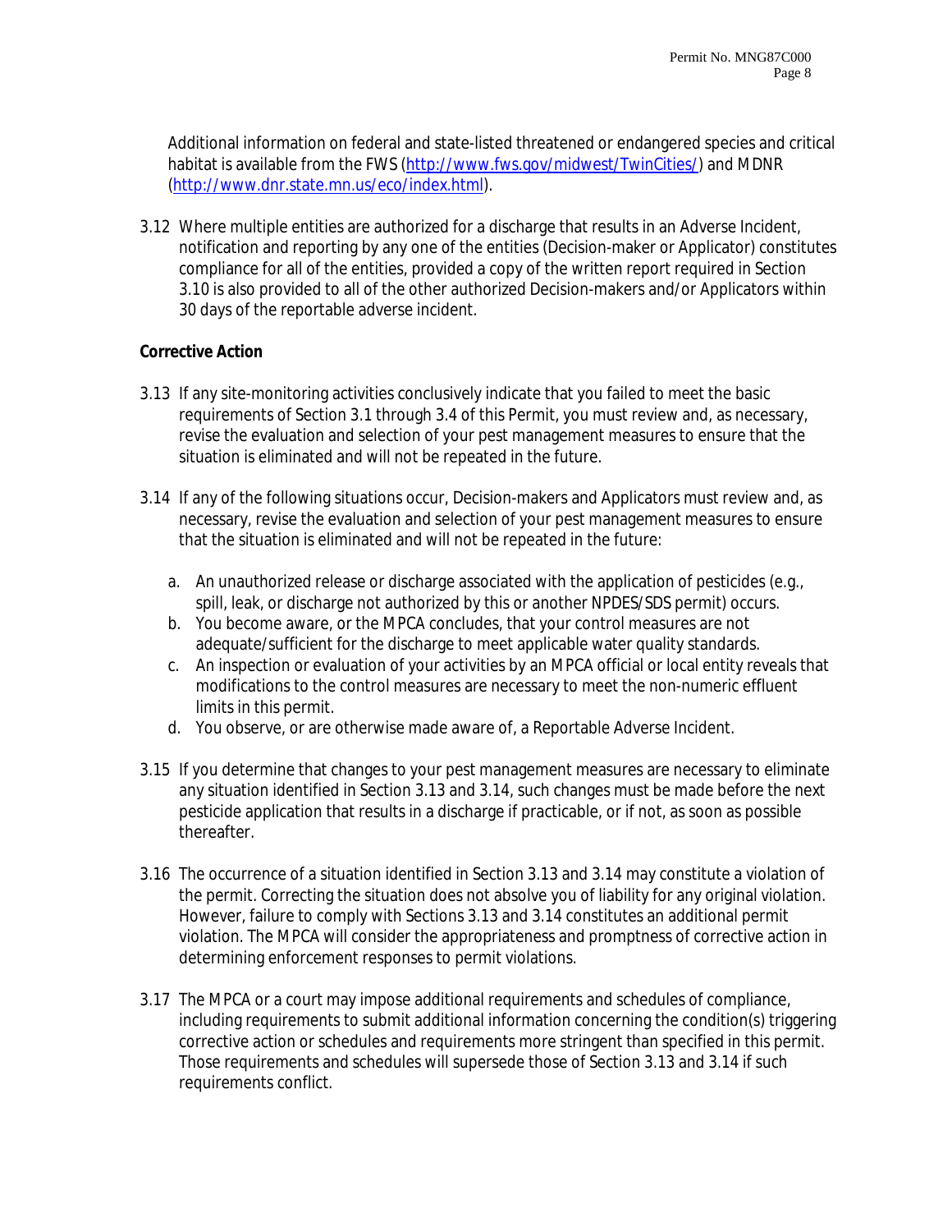Additional information on federal and state-listed threatened or endangered species and critical habitat is available from the FWS (http://www.fws.gov/midwest/TwinCities/) and MDNR (http://www.dnr.state.mn.us/eco/index.html).

3.12 Where multiple entities are authorized for a discharge that results in an Adverse Incident, notification and reporting by any one of the entities (Decision-maker or Applicator) constitutes compliance for all of the entities, provided a copy of the written report required in Section 3.10 is also provided to all of the other authorized Decision-makers and/or Applicators within 30 days of the reportable adverse incident.

**Corrective Action**

3.13 If any site-monitoring activities conclusively indicate that you failed to meet the basic requirements of Section 3.1 through 3.4 of this Permit, you must review and, as necessary, revise the evaluation and selection of your pest management measures to ensure that the situation is eliminated and will not be repeated in the future.

3.14 If any of the following situations occur, Decision-makers and Applicators must review and, as necessary, revise the evaluation and selection of your pest management measures to ensure that the situation is eliminated and will not be repeated in the future:

a. An unauthorized release or discharge associated with the application of pesticides (e.g., spill, leak, or discharge not authorized by this or another NPDES/SDS permit) occurs.
b. You become aware, or the MPCA concludes, that your control measures are not adequate/sufficient for the discharge to meet applicable water quality standards.
c. An inspection or evaluation of your activities by an MPCA official or local entity reveals that modifications to the control measures are necessary to meet the non-numeric effluent limits in this permit.
d. You observe, or are otherwise made aware of, a Reportable Adverse Incident.

3.15 If you determine that changes to your pest management measures are necessary to eliminate any situation identified in Section 3.13 and 3.14, such changes must be made before the next pesticide application that results in a discharge if practicable, or if not, as soon as possible thereafter.

3.16 The occurrence of a situation identified in Section 3.13 and 3.14 may constitute a violation of the permit. Correcting the situation does not absolve you of liability for any original violation. However, failure to comply with Sections 3.13 and 3.14 constitutes an additional permit violation. The MPCA will consider the appropriateness and promptness of corrective action in determining enforcement responses to permit violations.

3.17 The MPCA or a court may impose additional requirements and schedules of compliance, including requirements to submit additional information concerning the condition(s) triggering corrective action or schedules and requirements more stringent than specified in this permit. Those requirements and schedules will supersede those of Section 3.13 and 3.14 if such requirements conflict.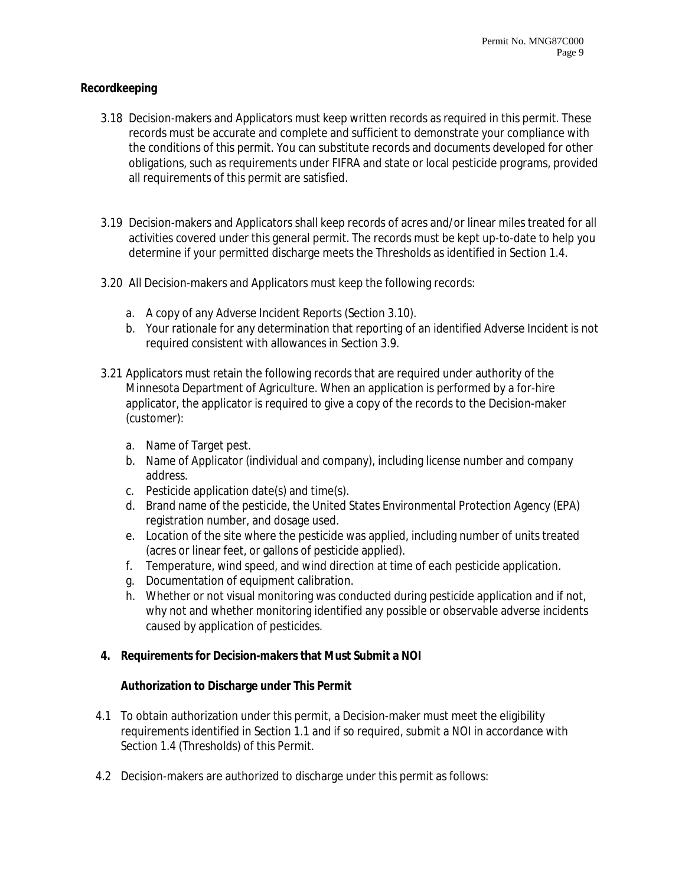**Recordkeeping**

3.18 Decision-makers and Applicators must keep written records as required in this permit. These records must be accurate and complete and sufficient to demonstrate your compliance with the conditions of this permit. You can substitute records and documents developed for other obligations, such as requirements under FIFRA and state or local pesticide programs, provided all requirements of this permit are satisfied.

3.19 Decision-makers and Applicators shall keep records of acres and/or linear miles treated for all activities covered under this general permit. The records must be kept up-to-date to help you determine if your permitted discharge meets the Thresholds as identified in Section 1.4.

3.20 All Decision-makers and Applicators must keep the following records:

a. A copy of any Adverse Incident Reports (Section 3.10).
b. Your rationale for any determination that reporting of an identified Adverse Incident is not required consistent with allowances in Section 3.9.

3.21 Applicators must retain the following records that are required under authority of the Minnesota Department of Agriculture. When an application is performed by a for-hire applicator, the applicator is required to give a copy of the records to the Decision-maker (customer):

a. Name of Target pest.
b. Name of Applicator (individual and company), including license number and company address.
c. Pesticide application date(s) and time(s).
d. Brand name of the pesticide, the United States Environmental Protection Agency (EPA) registration number, and dosage used.
e. Location of the site where the pesticide was applied, including number of units treated (acres or linear feet, or gallons of pesticide applied).
f. Temperature, wind speed, and wind direction at time of each pesticide application.
g. Documentation of equipment calibration.
h. Whether or not visual monitoring was conducted during pesticide application and if not, why not and whether monitoring identified any possible or observable adverse incidents caused by application of pesticides.

## 4. Requirements for Decision-makers that Must Submit a NOI

**Authorization to Discharge under This Permit**

4.1 To obtain authorization under this permit, a Decision-maker must meet the eligibility requirements identified in Section 1.1 and if so required, submit a NOI in accordance with Section 1.4 (Thresholds) of this Permit.

4.2 Decision-makers are authorized to discharge under this permit as follows: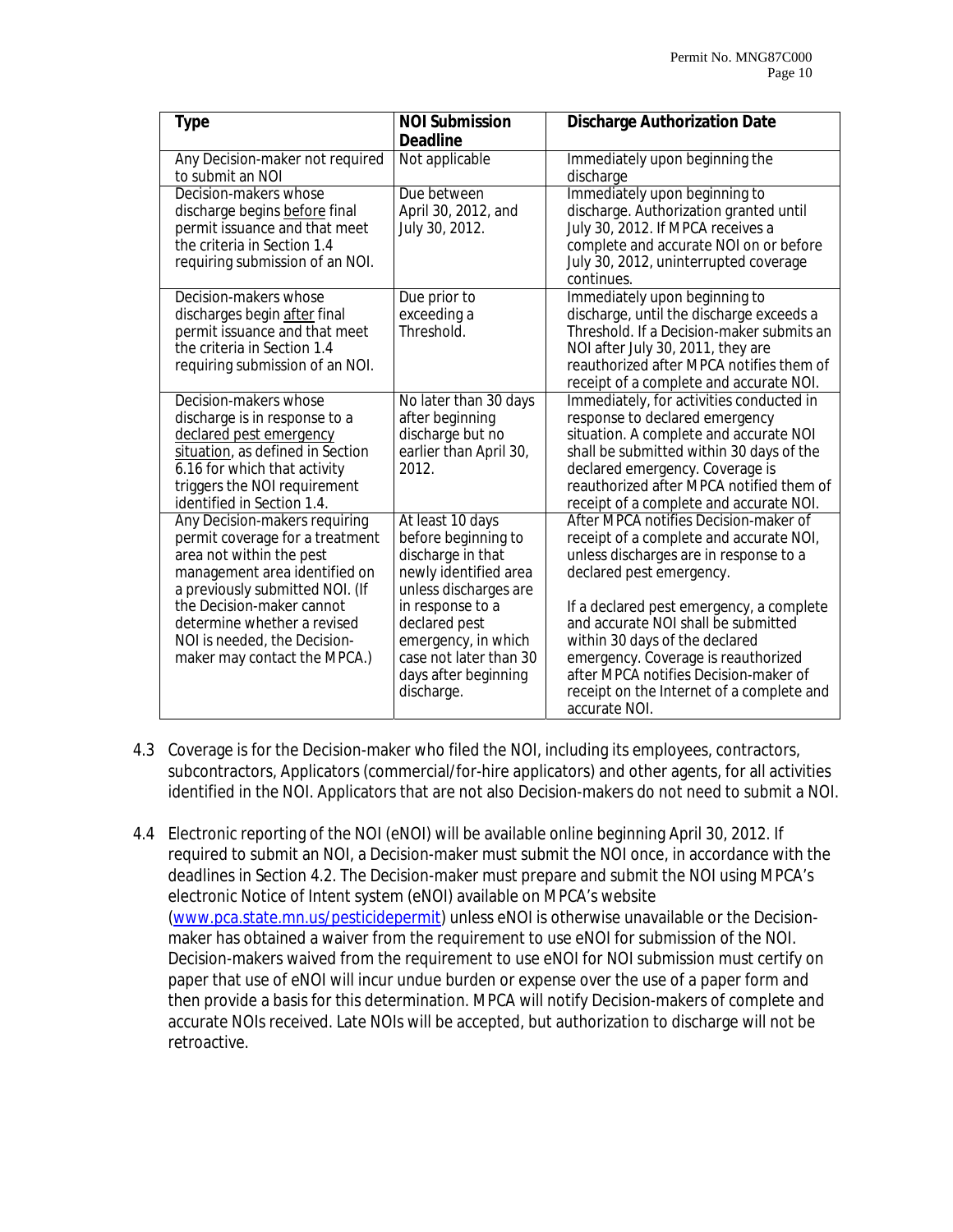| Type | NOI Submission Deadline | Discharge Authorization Date |
|---|---|---|
| Any Decision-maker not required to submit an NOI | Not applicable | Immediately upon beginning the discharge |
| Decision-makers whose discharge begins before final permit issuance and that meet the criteria in Section 1.4 requiring submission of an NOI. | Due between April 30, 2012, and July 30, 2012. | Immediately upon beginning to discharge. Authorization granted until July 30, 2012. If MPCA receives a complete and accurate NOI on or before July 30, 2012, uninterrupted coverage continues. |
| Decision-makers whose discharges begin after final permit issuance and that meet the criteria in Section 1.4 requiring submission of an NOI. | Due prior to exceeding a Threshold. | Immediately upon beginning to discharge, until the discharge exceeds a Threshold. If a Decision-maker submits an NOI after July 30, 2011, they are reauthorized after MPCA notifies them of receipt of a complete and accurate NOI. |
| Decision-makers whose discharge is in response to a declared pest emergency situation, as defined in Section 6.16 for which that activity triggers the NOI requirement identified in Section 1.4. | No later than 30 days after beginning discharge but no earlier than April 30, 2012. | Immediately, for activities conducted in response to declared emergency situation. A complete and accurate NOI shall be submitted within 30 days of the declared emergency. Coverage is reauthorized after MPCA notified them of receipt of a complete and accurate NOI. |
| Any Decision-makers requiring permit coverage for a treatment area not within the pest management area identified on a previously submitted NOI. (If the Decision-maker cannot determine whether a revised NOI is needed, the Decision-maker may contact the MPCA.) | At least 10 days before beginning to discharge in that newly identified area unless discharges are in response to a declared pest emergency, in which case not later than 30 days after beginning discharge. | After MPCA notifies Decision-maker of receipt of a complete and accurate NOI, unless discharges are in response to a declared pest emergency.<br><br>If a declared pest emergency, a complete and accurate NOI shall be submitted within 30 days of the declared emergency. Coverage is reauthorized after MPCA notifies Decision-maker of receipt on the Internet of a complete and accurate NOI. |

4.3 Coverage is for the Decision-maker who filed the NOI, including its employees, contractors, subcontractors, Applicators (commercial/for-hire applicators) and other agents, for all activities identified in the NOI. Applicators that are not also Decision-makers do not need to submit a NOI.

4.4 Electronic reporting of the NOI (eNOI) will be available online beginning April 30, 2012. If required to submit an NOI, a Decision-maker must submit the NOI once, in accordance with the deadlines in Section 4.2. The Decision-maker must prepare and submit the NOI using MPCA's electronic Notice of Intent system (eNOI) available on MPCA's website (www.pca.state.mn.us/pesticidepermit) unless eNOI is otherwise unavailable or the Decision-maker has obtained a waiver from the requirement to use eNOI for submission of the NOI. Decision-makers waived from the requirement to use eNOI for NOI submission must certify on paper that use of eNOI will incur undue burden or expense over the use of a paper form and then provide a basis for this determination. MPCA will notify Decision-makers of complete and accurate NOIs received. Late NOIs will be accepted, but authorization to discharge will not be retroactive.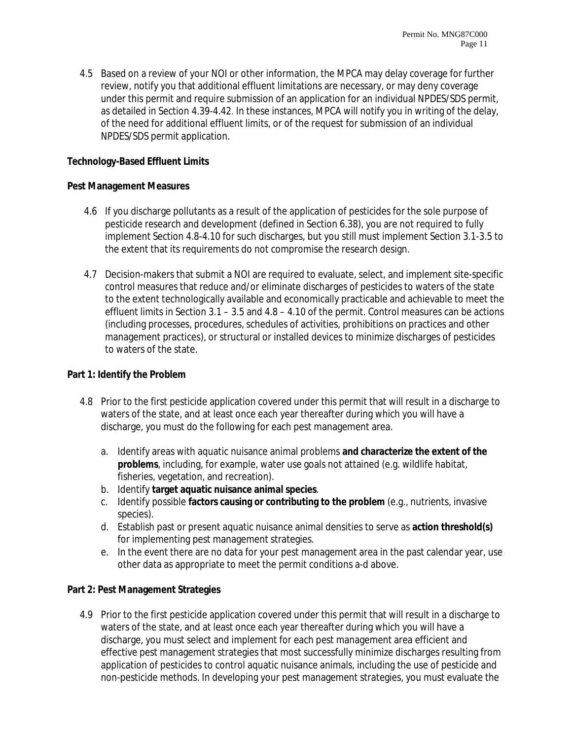4.5 Based on a review of your NOI or other information, the MPCA may delay coverage for further review, notify you that additional effluent limitations are necessary, or may deny coverage under this permit and require submission of an application for an individual NPDES/SDS permit, as detailed in Section 4.39-4.42. In these instances, MPCA will notify you in writing of the delay, of the need for additional effluent limits, or of the request for submission of an individual NPDES/SDS permit application.

**Technology-Based Effluent Limits**

**Pest Management Measures**

4.6 If you discharge pollutants as a result of the application of pesticides for the sole purpose of pesticide research and development (defined in Section 6.38), you are not required to fully implement Section 4.8-4.10 for such discharges, but you still must implement Section 3.1-3.5 to the extent that its requirements do not compromise the research design.

4.7 Decision-makers that submit a NOI are required to evaluate, select, and implement site-specific control measures that reduce and/or eliminate discharges of pesticides to waters of the state to the extent technologically available and economically practicable and achievable to meet the effluent limits in Section 3.1 – 3.5 and 4.8 – 4.10 of the permit. Control measures can be actions (including processes, procedures, schedules of activities, prohibitions on practices and other management practices), or structural or installed devices to minimize discharges of pesticides to waters of the state.

**Part 1: Identify the Problem**

4.8 Prior to the first pesticide application covered under this permit that will result in a discharge to waters of the state, and at least once each year thereafter during which you will have a discharge, you must do the following for each pest management area.

a. Identify areas with aquatic nuisance animal problems **and characterize the extent of the problems**, including, for example, water use goals not attained (e.g. wildlife habitat, fisheries, vegetation, and recreation).
b. Identify **target aquatic nuisance animal species**.
c. Identify possible **factors causing or contributing to the problem** (e.g., nutrients, invasive species).
d. Establish past or present aquatic nuisance animal densities to serve as **action threshold(s)** for implementing pest management strategies.
e. In the event there are no data for your pest management area in the past calendar year, use other data as appropriate to meet the permit conditions a-d above.

**Part 2: Pest Management Strategies**

4.9 Prior to the first pesticide application covered under this permit that will result in a discharge to waters of the state, and at least once each year thereafter during which you will have a discharge, you must select and implement for each pest management area efficient and effective pest management strategies that most successfully minimize discharges resulting from application of pesticides to control aquatic nuisance animals, including the use of pesticide and non-pesticide methods. In developing your pest management strategies, you must evaluate the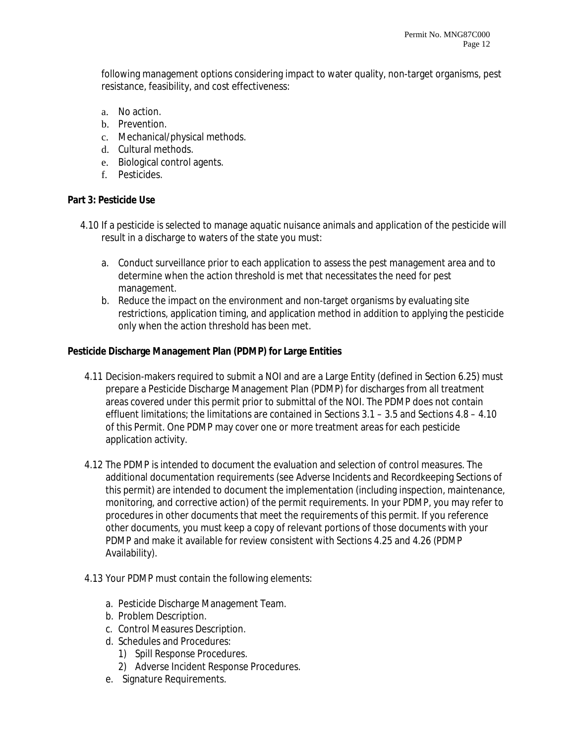following management options considering impact to water quality, non-target organisms, pest resistance, feasibility, and cost effectiveness:

a. No action.
b. Prevention.
c. Mechanical/physical methods.
d. Cultural methods.
e. Biological control agents.
f. Pesticides.

**Part 3: Pesticide Use**

4.10 If a pesticide is selected to manage aquatic nuisance animals and application of the pesticide will result in a discharge to waters of the state you must:

a. Conduct surveillance prior to each application to assess the pest management area and to determine when the action threshold is met that necessitates the need for pest management.
b. Reduce the impact on the environment and non-target organisms by evaluating site restrictions, application timing, and application method in addition to applying the pesticide only when the action threshold has been met.

**Pesticide Discharge Management Plan (PDMP) for Large Entities**

4.11 Decision-makers required to submit a NOI and are a Large Entity (defined in Section 6.25) must prepare a Pesticide Discharge Management Plan (PDMP) for discharges from all treatment areas covered under this permit prior to submittal of the NOI. The PDMP does not contain effluent limitations; the limitations are contained in Sections 3.1 – 3.5 and Sections 4.8 – 4.10 of this Permit. One PDMP may cover one or more treatment areas for each pesticide application activity.

4.12 The PDMP is intended to document the evaluation and selection of control measures. The additional documentation requirements (see Adverse Incidents and Recordkeeping Sections of this permit) are intended to document the implementation (including inspection, maintenance, monitoring, and corrective action) of the permit requirements. In your PDMP, you may refer to procedures in other documents that meet the requirements of this permit. If you reference other documents, you must keep a copy of relevant portions of those documents with your PDMP and make it available for review consistent with Sections 4.25 and 4.26 (PDMP Availability).

4.13 Your PDMP must contain the following elements:

a. Pesticide Discharge Management Team.
b. Problem Description.
c. Control Measures Description.
d. Schedules and Procedures:
   1) Spill Response Procedures.
   2) Adverse Incident Response Procedures.
e. Signature Requirements.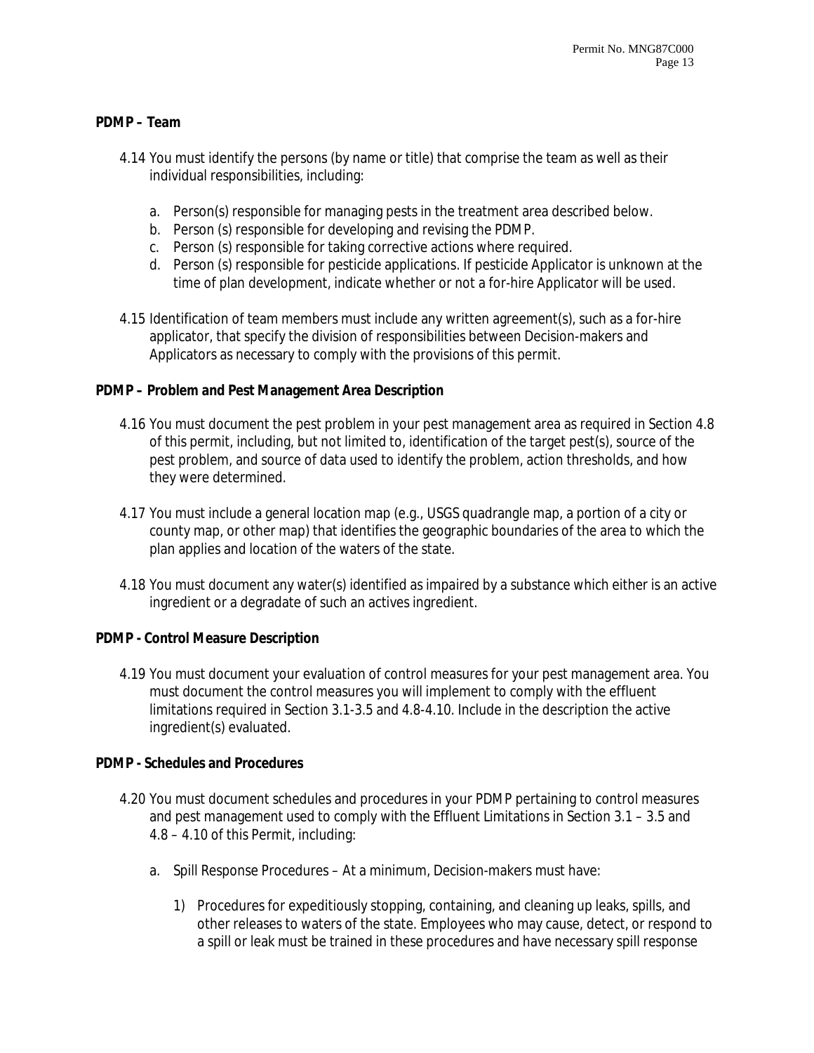**PDMP – Team**

4.14 You must identify the persons (by name or title) that comprise the team as well as their individual responsibilities, including:

   a. Person(s) responsible for managing pests in the treatment area described below.
   b. Person (s) responsible for developing and revising the PDMP.
   c. Person (s) responsible for taking corrective actions where required.
   d. Person (s) responsible for pesticide applications. If pesticide Applicator is unknown at the time of plan development, indicate whether or not a for-hire Applicator will be used.

4.15 Identification of team members must include any written agreement(s), such as a for-hire applicator, that specify the division of responsibilities between Decision-makers and Applicators as necessary to comply with the provisions of this permit.

**PDMP – Problem and Pest Management Area Description**

4.16 You must document the pest problem in your pest management area as required in Section 4.8 of this permit, including, but not limited to, identification of the target pest(s), source of the pest problem, and source of data used to identify the problem, action thresholds, and how they were determined.

4.17 You must include a general location map (e.g., USGS quadrangle map, a portion of a city or county map, or other map) that identifies the geographic boundaries of the area to which the plan applies and location of the waters of the state.

4.18 You must document any water(s) identified as impaired by a substance which either is an active ingredient or a degradate of such an actives ingredient.

**PDMP - Control Measure Description**

4.19 You must document your evaluation of control measures for your pest management area. You must document the control measures you will implement to comply with the effluent limitations required in Section 3.1-3.5 and 4.8-4.10. Include in the description the active ingredient(s) evaluated.

**PDMP - Schedules and Procedures**

4.20 You must document schedules and procedures in your PDMP pertaining to control measures and pest management used to comply with the Effluent Limitations in Section 3.1 – 3.5 and 4.8 – 4.10 of this Permit, including:

   a. Spill Response Procedures – At a minimum, Decision-makers must have:

      1) Procedures for expeditiously stopping, containing, and cleaning up leaks, spills, and other releases to waters of the state. Employees who may cause, detect, or respond to a spill or leak must be trained in these procedures and have necessary spill response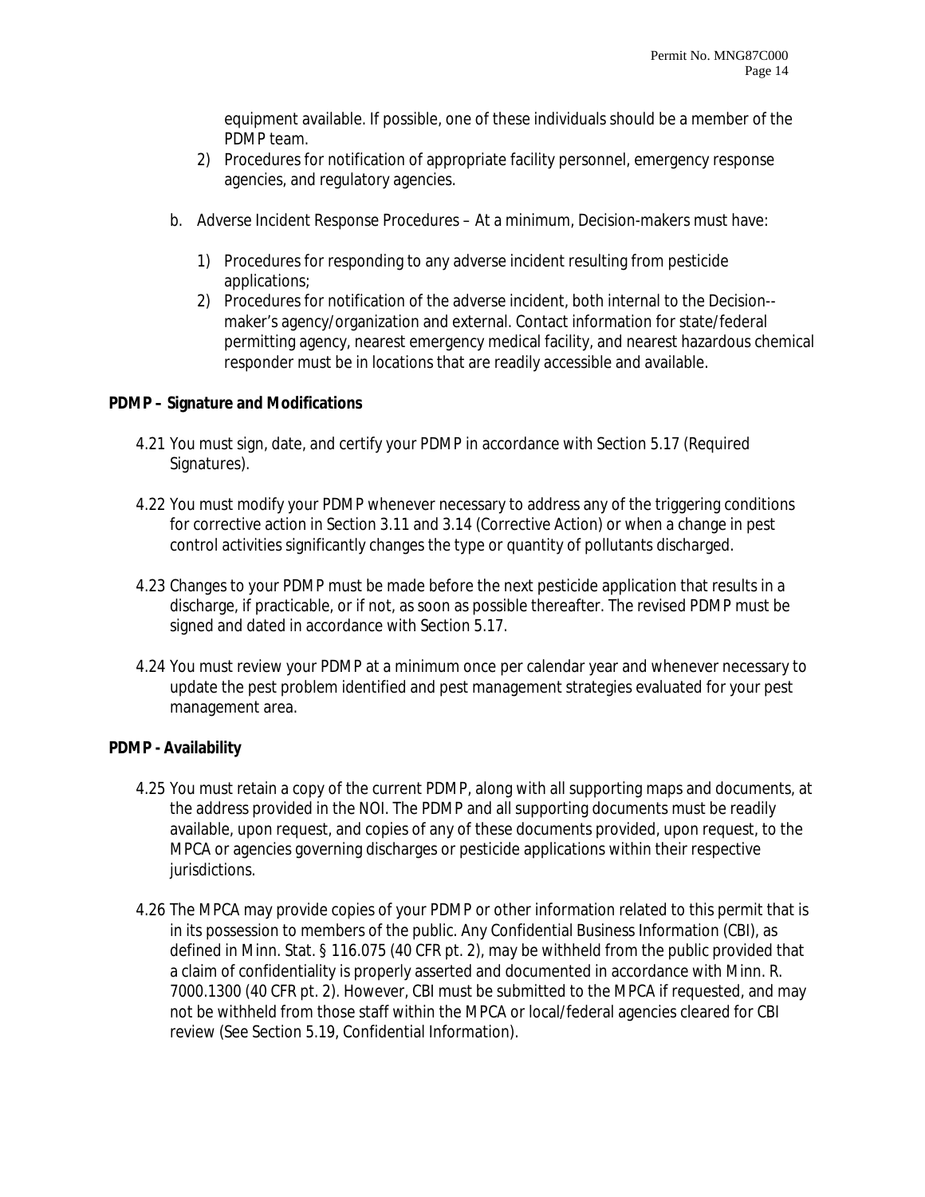equipment available. If possible, one of these individuals should be a member of the PDMP team.

2) Procedures for notification of appropriate facility personnel, emergency response agencies, and regulatory agencies.

b. Adverse Incident Response Procedures – At a minimum, Decision-makers must have:

1) Procedures for responding to any adverse incident resulting from pesticide applications;
2) Procedures for notification of the adverse incident, both internal to the Decision--maker's agency/organization and external. Contact information for state/federal permitting agency, nearest emergency medical facility, and nearest hazardous chemical responder must be in locations that are readily accessible and available.

**PDMP – Signature and Modifications**

4.21 You must sign, date, and certify your PDMP in accordance with Section 5.17 (Required Signatures).

4.22 You must modify your PDMP whenever necessary to address any of the triggering conditions for corrective action in Section 3.11 and 3.14 (Corrective Action) or when a change in pest control activities significantly changes the type or quantity of pollutants discharged.

4.23 Changes to your PDMP must be made before the next pesticide application that results in a discharge, if practicable, or if not, as soon as possible thereafter. The revised PDMP must be signed and dated in accordance with Section 5.17.

4.24 You must review your PDMP at a minimum once per calendar year and whenever necessary to update the pest problem identified and pest management strategies evaluated for your pest management area.

**PDMP - Availability**

4.25 You must retain a copy of the current PDMP, along with all supporting maps and documents, at the address provided in the NOI. The PDMP and all supporting documents must be readily available, upon request, and copies of any of these documents provided, upon request, to the MPCA or agencies governing discharges or pesticide applications within their respective jurisdictions.

4.26 The MPCA may provide copies of your PDMP or other information related to this permit that is in its possession to members of the public. Any Confidential Business Information (CBI), as defined in Minn. Stat. § 116.075 (40 CFR pt. 2), may be withheld from the public provided that a claim of confidentiality is properly asserted and documented in accordance with Minn. R. 7000.1300 (40 CFR pt. 2). However, CBI must be submitted to the MPCA if requested, and may not be withheld from those staff within the MPCA or local/federal agencies cleared for CBI review (See Section 5.19, Confidential Information).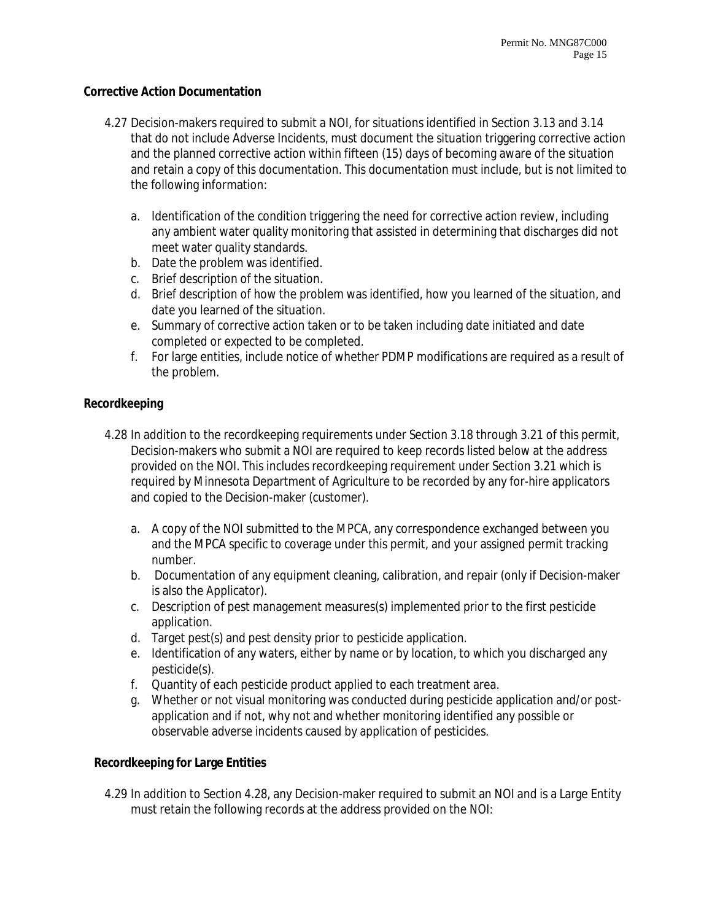**Corrective Action Documentation**

4.27 Decision-makers required to submit a NOI, for situations identified in Section 3.13 and 3.14 that do not include Adverse Incidents, must document the situation triggering corrective action and the planned corrective action within fifteen (15) days of becoming aware of the situation and retain a copy of this documentation. This documentation must include, but is not limited to the following information:

a. Identification of the condition triggering the need for corrective action review, including any ambient water quality monitoring that assisted in determining that discharges did not meet water quality standards.
b. Date the problem was identified.
c. Brief description of the situation.
d. Brief description of how the problem was identified, how you learned of the situation, and date you learned of the situation.
e. Summary of corrective action taken or to be taken including date initiated and date completed or expected to be completed.
f. For large entities, include notice of whether PDMP modifications are required as a result of the problem.

**Recordkeeping**

4.28 In addition to the recordkeeping requirements under Section 3.18 through 3.21 of this permit, Decision-makers who submit a NOI are required to keep records listed below at the address provided on the NOI. This includes recordkeeping requirement under Section 3.21 which is required by Minnesota Department of Agriculture to be recorded by any for-hire applicators and copied to the Decision-maker (customer).

a. A copy of the NOI submitted to the MPCA, any correspondence exchanged between you and the MPCA specific to coverage under this permit, and your assigned permit tracking number.
b. Documentation of any equipment cleaning, calibration, and repair (only if Decision-maker is also the Applicator).
c. Description of pest management measures(s) implemented prior to the first pesticide application.
d. Target pest(s) and pest density prior to pesticide application.
e. Identification of any waters, either by name or by location, to which you discharged any pesticide(s).
f. Quantity of each pesticide product applied to each treatment area.
g. Whether or not visual monitoring was conducted during pesticide application and/or post-application and if not, why not and whether monitoring identified any possible or observable adverse incidents caused by application of pesticides.

**Recordkeeping for Large Entities**

4.29 In addition to Section 4.28, any Decision-maker required to submit an NOI and is a Large Entity must retain the following records at the address provided on the NOI: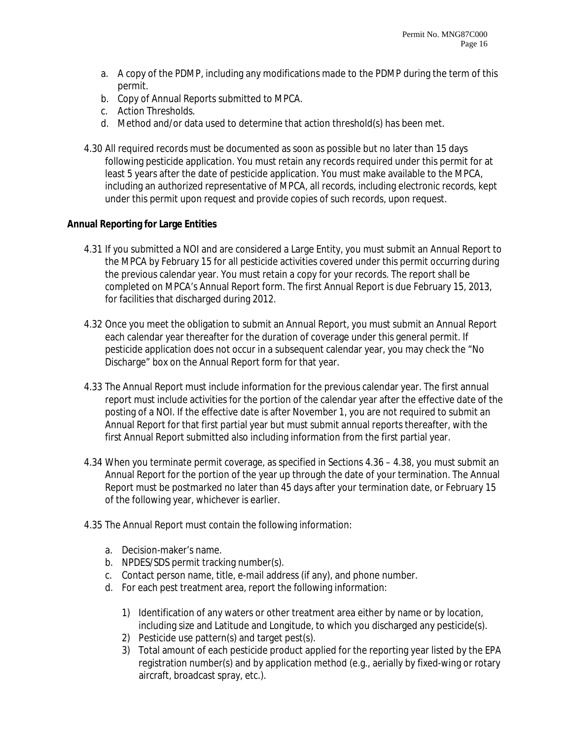a. A copy of the PDMP, including any modifications made to the PDMP during the term of this permit.
b. Copy of Annual Reports submitted to MPCA.
c. Action Thresholds.
d. Method and/or data used to determine that action threshold(s) has been met.

4.30 All required records must be documented as soon as possible but no later than 15 days following pesticide application. You must retain any records required under this permit for at least 5 years after the date of pesticide application. You must make available to the MPCA, including an authorized representative of MPCA, all records, including electronic records, kept under this permit upon request and provide copies of such records, upon request.

**Annual Reporting for Large Entities**

4.31 If you submitted a NOI and are considered a Large Entity, you must submit an Annual Report to the MPCA by February 15 for all pesticide activities covered under this permit occurring during the previous calendar year. You must retain a copy for your records. The report shall be completed on MPCA's Annual Report form. The first Annual Report is due February 15, 2013, for facilities that discharged during 2012.

4.32 Once you meet the obligation to submit an Annual Report, you must submit an Annual Report each calendar year thereafter for the duration of coverage under this general permit. If pesticide application does not occur in a subsequent calendar year, you may check the "No Discharge" box on the Annual Report form for that year.

4.33 The Annual Report must include information for the previous calendar year. The first annual report must include activities for the portion of the calendar year after the effective date of the posting of a NOI. If the effective date is after November 1, you are not required to submit an Annual Report for that first partial year but must submit annual reports thereafter, with the first Annual Report submitted also including information from the first partial year.

4.34 When you terminate permit coverage, as specified in Sections 4.36 – 4.38, you must submit an Annual Report for the portion of the year up through the date of your termination. The Annual Report must be postmarked no later than 45 days after your termination date, or February 15 of the following year, whichever is earlier.

4.35 The Annual Report must contain the following information:

a. Decision-maker's name.
b. NPDES/SDS permit tracking number(s).
c. Contact person name, title, e-mail address (if any), and phone number.
d. For each pest treatment area, report the following information:
    1) Identification of any waters or other treatment area either by name or by location, including size and Latitude and Longitude, to which you discharged any pesticide(s).
    2) Pesticide use pattern(s) and target pest(s).
    3) Total amount of each pesticide product applied for the reporting year listed by the EPA registration number(s) and by application method (e.g., aerially by fixed-wing or rotary aircraft, broadcast spray, etc.).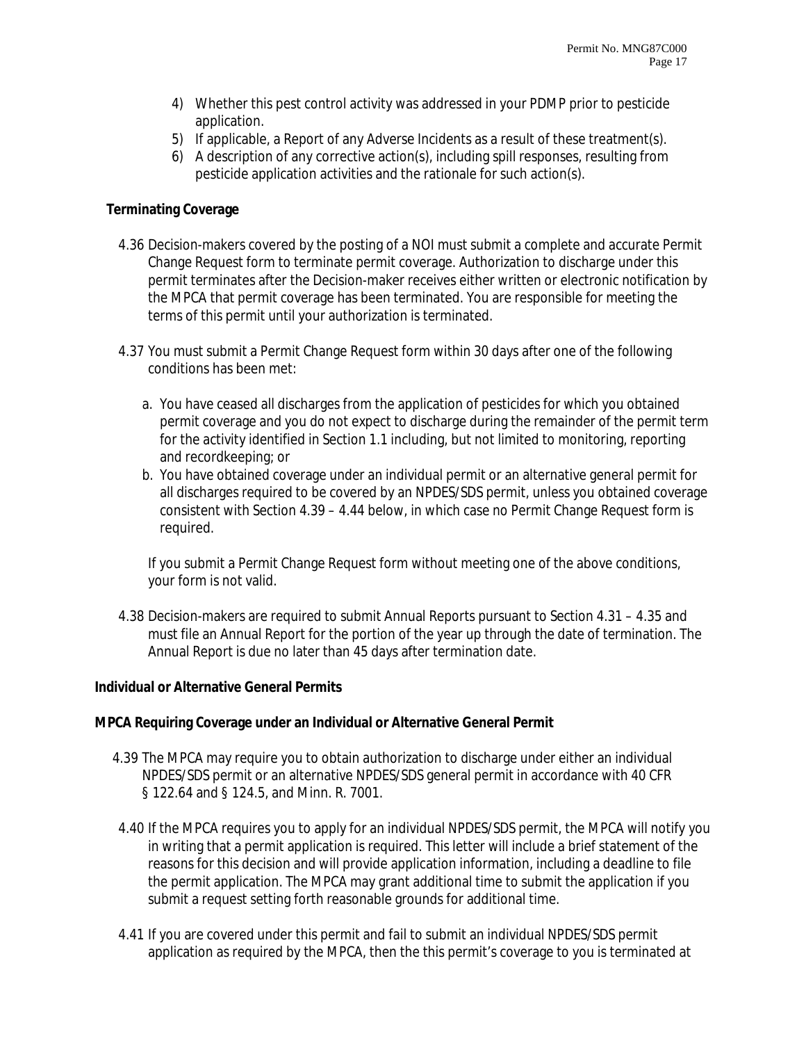4) Whether this pest control activity was addressed in your PDMP prior to pesticide application.
5) If applicable, a Report of any Adverse Incidents as a result of these treatment(s).
6) A description of any corrective action(s), including spill responses, resulting from pesticide application activities and the rationale for such action(s).

**Terminating Coverage**

4.36 Decision-makers covered by the posting of a NOI must submit a complete and accurate Permit Change Request form to terminate permit coverage. Authorization to discharge under this permit terminates after the Decision-maker receives either written or electronic notification by the MPCA that permit coverage has been terminated. You are responsible for meeting the terms of this permit until your authorization is terminated.

4.37 You must submit a Permit Change Request form within 30 days after one of the following conditions has been met:

a. You have ceased all discharges from the application of pesticides for which you obtained permit coverage and you do not expect to discharge during the remainder of the permit term for the activity identified in Section 1.1 including, but not limited to monitoring, reporting and recordkeeping; or
b. You have obtained coverage under an individual permit or an alternative general permit for all discharges required to be covered by an NPDES/SDS permit, unless you obtained coverage consistent with Section 4.39 – 4.44 below, in which case no Permit Change Request form is required.

If you submit a Permit Change Request form without meeting one of the above conditions, your form is not valid.

4.38 Decision-makers are required to submit Annual Reports pursuant to Section 4.31 – 4.35 and must file an Annual Report for the portion of the year up through the date of termination. The Annual Report is due no later than 45 days after termination date.

**Individual or Alternative General Permits**

**MPCA Requiring Coverage under an Individual or Alternative General Permit**

4.39 The MPCA may require you to obtain authorization to discharge under either an individual NPDES/SDS permit or an alternative NPDES/SDS general permit in accordance with 40 CFR § 122.64 and § 124.5, and Minn. R. 7001.

4.40 If the MPCA requires you to apply for an individual NPDES/SDS permit, the MPCA will notify you in writing that a permit application is required. This letter will include a brief statement of the reasons for this decision and will provide application information, including a deadline to file the permit application. The MPCA may grant additional time to submit the application if you submit a request setting forth reasonable grounds for additional time.

4.41 If you are covered under this permit and fail to submit an individual NPDES/SDS permit application as required by the MPCA, then the this permit's coverage to you is terminated at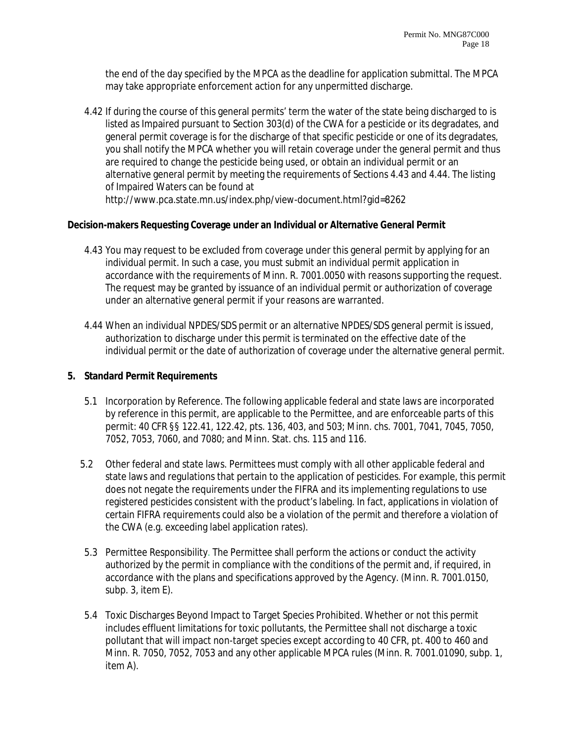the end of the day specified by the MPCA as the deadline for application submittal. The MPCA may take appropriate enforcement action for any unpermitted discharge.

4.42 If during the course of this general permits' term the water of the state being discharged to is listed as Impaired pursuant to Section 303(d) of the CWA for a pesticide or its degradates, and general permit coverage is for the discharge of that specific pesticide or one of its degradates, you shall notify the MPCA whether you will retain coverage under the general permit and thus are required to change the pesticide being used, or obtain an individual permit or an alternative general permit by meeting the requirements of Sections 4.43 and 4.44. The listing of Impaired Waters can be found at http://www.pca.state.mn.us/index.php/view-document.html?gid=8262

**Decision-makers Requesting Coverage under an Individual or Alternative General Permit**

4.43 You may request to be excluded from coverage under this general permit by applying for an individual permit. In such a case, you must submit an individual permit application in accordance with the requirements of Minn. R. 7001.0050 with reasons supporting the request. The request may be granted by issuance of an individual permit or authorization of coverage under an alternative general permit if your reasons are warranted.

4.44 When an individual NPDES/SDS permit or an alternative NPDES/SDS general permit is issued, authorization to discharge under this permit is terminated on the effective date of the individual permit or the date of authorization of coverage under the alternative general permit.

## 5. Standard Permit Requirements

5.1 Incorporation by Reference. The following applicable federal and state laws are incorporated by reference in this permit, are applicable to the Permittee, and are enforceable parts of this permit: 40 CFR §§ 122.41, 122.42, pts. 136, 403, and 503; Minn. chs. 7001, 7041, 7045, 7050, 7052, 7053, 7060, and 7080; and Minn. Stat. chs. 115 and 116.

5.2 Other federal and state laws. Permittees must comply with all other applicable federal and state laws and regulations that pertain to the application of pesticides. For example, this permit does not negate the requirements under the FIFRA and its implementing regulations to use registered pesticides consistent with the product's labeling. In fact, applications in violation of certain FIFRA requirements could also be a violation of the permit and therefore a violation of the CWA (e.g. exceeding label application rates).

5.3 Permittee Responsibility. The Permittee shall perform the actions or conduct the activity authorized by the permit in compliance with the conditions of the permit and, if required, in accordance with the plans and specifications approved by the Agency. (Minn. R. 7001.0150, subp. 3, item E).

5.4 Toxic Discharges Beyond Impact to Target Species Prohibited. Whether or not this permit includes effluent limitations for toxic pollutants, the Permittee shall not discharge a toxic pollutant that will impact non-target species except according to 40 CFR, pt. 400 to 460 and Minn. R. 7050, 7052, 7053 and any other applicable MPCA rules (Minn. R. 7001.01090, subp. 1, item A).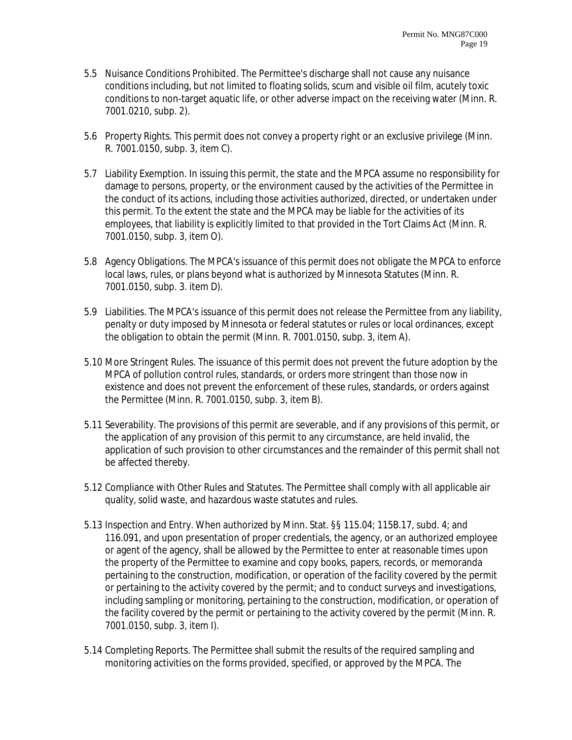5.5 Nuisance Conditions Prohibited. The Permittee's discharge shall not cause any nuisance conditions including, but not limited to floating solids, scum and visible oil film, acutely toxic conditions to non-target aquatic life, or other adverse impact on the receiving water (Minn. R. 7001.0210, subp. 2).

5.6 Property Rights. This permit does not convey a property right or an exclusive privilege (Minn. R. 7001.0150, subp. 3, item C).

5.7 Liability Exemption. In issuing this permit, the state and the MPCA assume no responsibility for damage to persons, property, or the environment caused by the activities of the Permittee in the conduct of its actions, including those activities authorized, directed, or undertaken under this permit. To the extent the state and the MPCA may be liable for the activities of its employees, that liability is explicitly limited to that provided in the Tort Claims Act (Minn. R. 7001.0150, subp. 3, item O).

5.8 Agency Obligations. The MPCA's issuance of this permit does not obligate the MPCA to enforce local laws, rules, or plans beyond what is authorized by Minnesota Statutes (Minn. R. 7001.0150, subp. 3. item D).

5.9 Liabilities. The MPCA's issuance of this permit does not release the Permittee from any liability, penalty or duty imposed by Minnesota or federal statutes or rules or local ordinances, except the obligation to obtain the permit (Minn. R. 7001.0150, subp. 3, item A).

5.10 More Stringent Rules. The issuance of this permit does not prevent the future adoption by the MPCA of pollution control rules, standards, or orders more stringent than those now in existence and does not prevent the enforcement of these rules, standards, or orders against the Permittee (Minn. R. 7001.0150, subp. 3, item B).

5.11 Severability. The provisions of this permit are severable, and if any provisions of this permit, or the application of any provision of this permit to any circumstance, are held invalid, the application of such provision to other circumstances and the remainder of this permit shall not be affected thereby.

5.12 Compliance with Other Rules and Statutes. The Permittee shall comply with all applicable air quality, solid waste, and hazardous waste statutes and rules.

5.13 Inspection and Entry. When authorized by Minn. Stat. §§ 115.04; 115B.17, subd. 4; and 116.091, and upon presentation of proper credentials, the agency, or an authorized employee or agent of the agency, shall be allowed by the Permittee to enter at reasonable times upon the property of the Permittee to examine and copy books, papers, records, or memoranda pertaining to the construction, modification, or operation of the facility covered by the permit or pertaining to the activity covered by the permit; and to conduct surveys and investigations, including sampling or monitoring, pertaining to the construction, modification, or operation of the facility covered by the permit or pertaining to the activity covered by the permit (Minn. R. 7001.0150, subp. 3, item I).

5.14 Completing Reports. The Permittee shall submit the results of the required sampling and monitoring activities on the forms provided, specified, or approved by the MPCA. The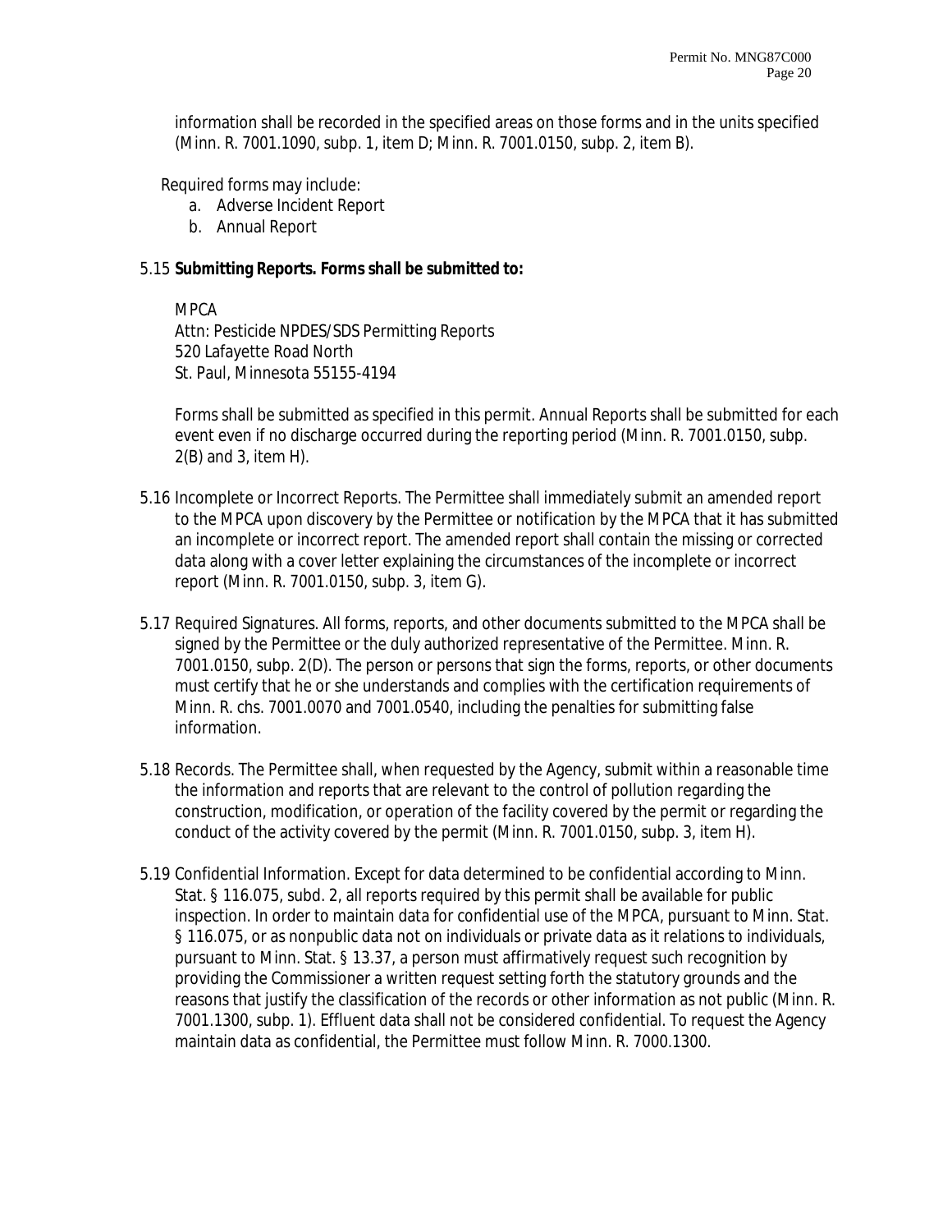information shall be recorded in the specified areas on those forms and in the units specified (Minn. R. 7001.1090, subp. 1, item D; Minn. R. 7001.0150, subp. 2, item B).

Required forms may include:

a. Adverse Incident Report
b. Annual Report

5.15 **Submitting Reports. Forms shall be submitted to:**

MPCA
Attn: Pesticide NPDES/SDS Permitting Reports
520 Lafayette Road North
St. Paul, Minnesota 55155-4194

Forms shall be submitted as specified in this permit. Annual Reports shall be submitted for each event even if no discharge occurred during the reporting period (Minn. R. 7001.0150, subp. 2(B) and 3, item H).

5.16 Incomplete or Incorrect Reports. The Permittee shall immediately submit an amended report to the MPCA upon discovery by the Permittee or notification by the MPCA that it has submitted an incomplete or incorrect report. The amended report shall contain the missing or corrected data along with a cover letter explaining the circumstances of the incomplete or incorrect report (Minn. R. 7001.0150, subp. 3, item G).

5.17 Required Signatures. All forms, reports, and other documents submitted to the MPCA shall be signed by the Permittee or the duly authorized representative of the Permittee. Minn. R. 7001.0150, subp. 2(D). The person or persons that sign the forms, reports, or other documents must certify that he or she understands and complies with the certification requirements of Minn. R. chs. 7001.0070 and 7001.0540, including the penalties for submitting false information.

5.18 Records. The Permittee shall, when requested by the Agency, submit within a reasonable time the information and reports that are relevant to the control of pollution regarding the construction, modification, or operation of the facility covered by the permit or regarding the conduct of the activity covered by the permit (Minn. R. 7001.0150, subp. 3, item H).

5.19 Confidential Information. Except for data determined to be confidential according to Minn. Stat. § 116.075, subd. 2, all reports required by this permit shall be available for public inspection. In order to maintain data for confidential use of the MPCA, pursuant to Minn. Stat. § 116.075, or as nonpublic data not on individuals or private data as it relations to individuals, pursuant to Minn. Stat. § 13.37, a person must affirmatively request such recognition by providing the Commissioner a written request setting forth the statutory grounds and the reasons that justify the classification of the records or other information as not public (Minn. R. 7001.1300, subp. 1). Effluent data shall not be considered confidential. To request the Agency maintain data as confidential, the Permittee must follow Minn. R. 7000.1300.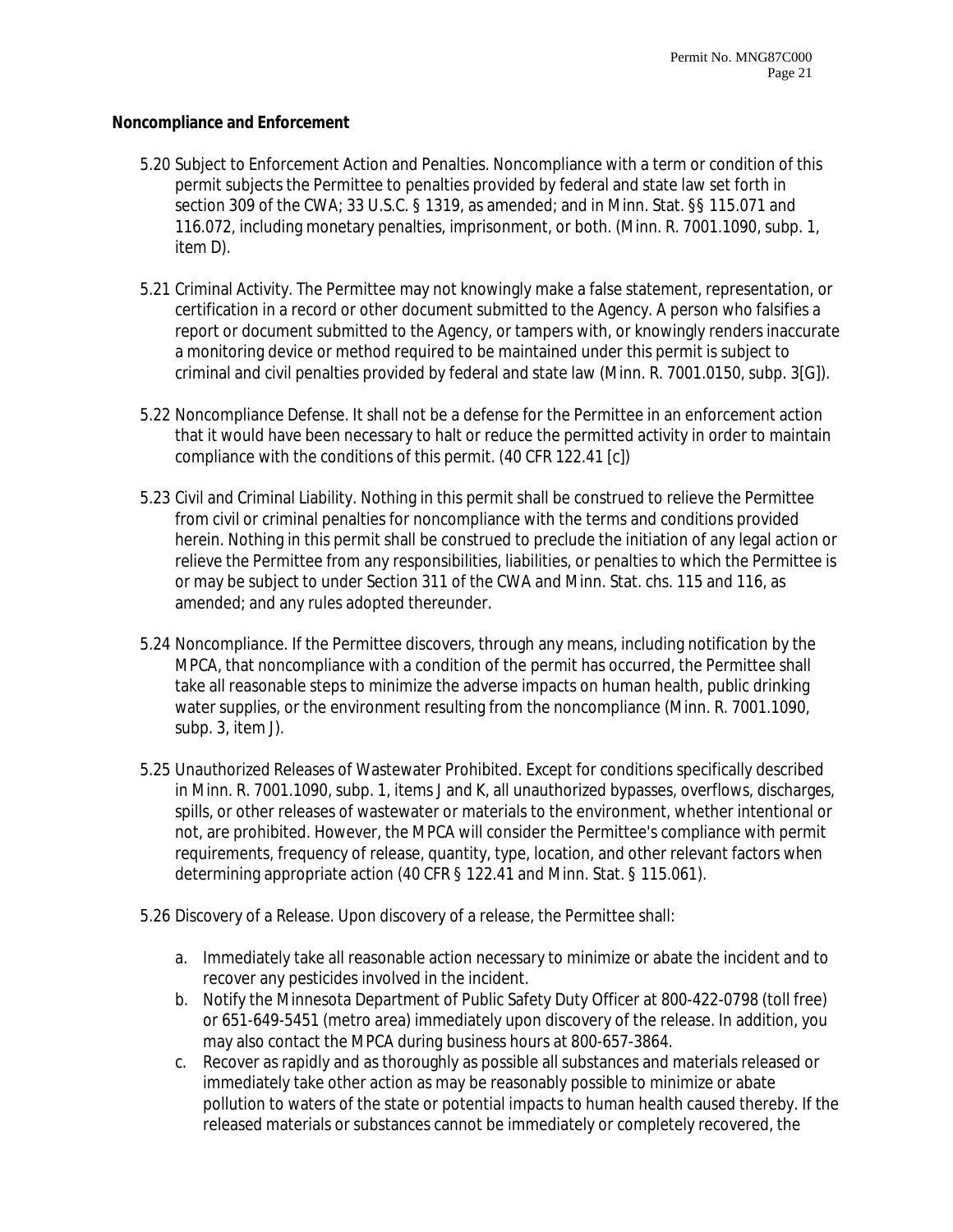**Noncompliance and Enforcement**

5.20 Subject to Enforcement Action and Penalties. Noncompliance with a term or condition of this permit subjects the Permittee to penalties provided by federal and state law set forth in section 309 of the CWA; 33 U.S.C. § 1319, as amended; and in Minn. Stat. §§ 115.071 and 116.072, including monetary penalties, imprisonment, or both. (Minn. R. 7001.1090, subp. 1, item D).

5.21 Criminal Activity. The Permittee may not knowingly make a false statement, representation, or certification in a record or other document submitted to the Agency. A person who falsifies a report or document submitted to the Agency, or tampers with, or knowingly renders inaccurate a monitoring device or method required to be maintained under this permit is subject to criminal and civil penalties provided by federal and state law (Minn. R. 7001.0150, subp. 3[G]).

5.22 Noncompliance Defense. It shall not be a defense for the Permittee in an enforcement action that it would have been necessary to halt or reduce the permitted activity in order to maintain compliance with the conditions of this permit. (40 CFR 122.41 [c])

5.23 Civil and Criminal Liability. Nothing in this permit shall be construed to relieve the Permittee from civil or criminal penalties for noncompliance with the terms and conditions provided herein. Nothing in this permit shall be construed to preclude the initiation of any legal action or relieve the Permittee from any responsibilities, liabilities, or penalties to which the Permittee is or may be subject to under Section 311 of the CWA and Minn. Stat. chs. 115 and 116, as amended; and any rules adopted thereunder.

5.24 Noncompliance. If the Permittee discovers, through any means, including notification by the MPCA, that noncompliance with a condition of the permit has occurred, the Permittee shall take all reasonable steps to minimize the adverse impacts on human health, public drinking water supplies, or the environment resulting from the noncompliance (Minn. R. 7001.1090, subp. 3, item J).

5.25 Unauthorized Releases of Wastewater Prohibited. Except for conditions specifically described in Minn. R. 7001.1090, subp. 1, items J and K, all unauthorized bypasses, overflows, discharges, spills, or other releases of wastewater or materials to the environment, whether intentional or not, are prohibited. However, the MPCA will consider the Permittee's compliance with permit requirements, frequency of release, quantity, type, location, and other relevant factors when determining appropriate action (40 CFR § 122.41 and Minn. Stat. § 115.061).

5.26 Discovery of a Release. Upon discovery of a release, the Permittee shall:

a. Immediately take all reasonable action necessary to minimize or abate the incident and to recover any pesticides involved in the incident.
b. Notify the Minnesota Department of Public Safety Duty Officer at 800-422-0798 (toll free) or 651-649-5451 (metro area) immediately upon discovery of the release. In addition, you may also contact the MPCA during business hours at 800-657-3864.
c. Recover as rapidly and as thoroughly as possible all substances and materials released or immediately take other action as may be reasonably possible to minimize or abate pollution to waters of the state or potential impacts to human health caused thereby. If the released materials or substances cannot be immediately or completely recovered, the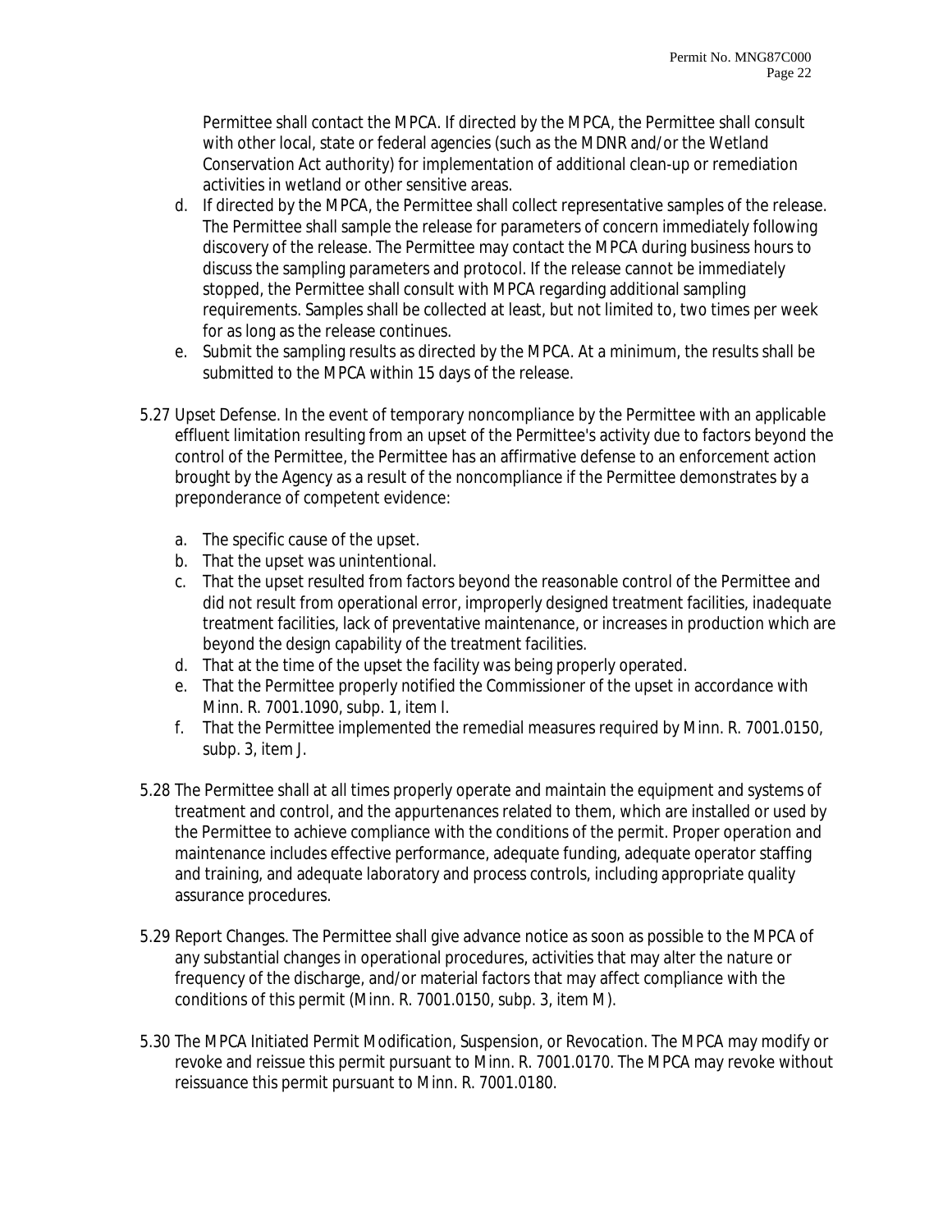Permittee shall contact the MPCA. If directed by the MPCA, the Permittee shall consult with other local, state or federal agencies (such as the MDNR and/or the Wetland Conservation Act authority) for implementation of additional clean-up or remediation activities in wetland or other sensitive areas.

d. If directed by the MPCA, the Permittee shall collect representative samples of the release. The Permittee shall sample the release for parameters of concern immediately following discovery of the release. The Permittee may contact the MPCA during business hours to discuss the sampling parameters and protocol. If the release cannot be immediately stopped, the Permittee shall consult with MPCA regarding additional sampling requirements. Samples shall be collected at least, but not limited to, two times per week for as long as the release continues.

e. Submit the sampling results as directed by the MPCA. At a minimum, the results shall be submitted to the MPCA within 15 days of the release.

5.27 Upset Defense. In the event of temporary noncompliance by the Permittee with an applicable effluent limitation resulting from an upset of the Permittee's activity due to factors beyond the control of the Permittee, the Permittee has an affirmative defense to an enforcement action brought by the Agency as a result of the noncompliance if the Permittee demonstrates by a preponderance of competent evidence:

a. The specific cause of the upset.

b. That the upset was unintentional.

c. That the upset resulted from factors beyond the reasonable control of the Permittee and did not result from operational error, improperly designed treatment facilities, inadequate treatment facilities, lack of preventative maintenance, or increases in production which are beyond the design capability of the treatment facilities.

d. That at the time of the upset the facility was being properly operated.

e. That the Permittee properly notified the Commissioner of the upset in accordance with Minn. R. 7001.1090, subp. 1, item I.

f. That the Permittee implemented the remedial measures required by Minn. R. 7001.0150, subp. 3, item J.

5.28 The Permittee shall at all times properly operate and maintain the equipment and systems of treatment and control, and the appurtenances related to them, which are installed or used by the Permittee to achieve compliance with the conditions of the permit. Proper operation and maintenance includes effective performance, adequate funding, adequate operator staffing and training, and adequate laboratory and process controls, including appropriate quality assurance procedures.

5.29 Report Changes. The Permittee shall give advance notice as soon as possible to the MPCA of any substantial changes in operational procedures, activities that may alter the nature or frequency of the discharge, and/or material factors that may affect compliance with the conditions of this permit (Minn. R. 7001.0150, subp. 3, item M).

5.30 The MPCA Initiated Permit Modification, Suspension, or Revocation. The MPCA may modify or revoke and reissue this permit pursuant to Minn. R. 7001.0170. The MPCA may revoke without reissuance this permit pursuant to Minn. R. 7001.0180.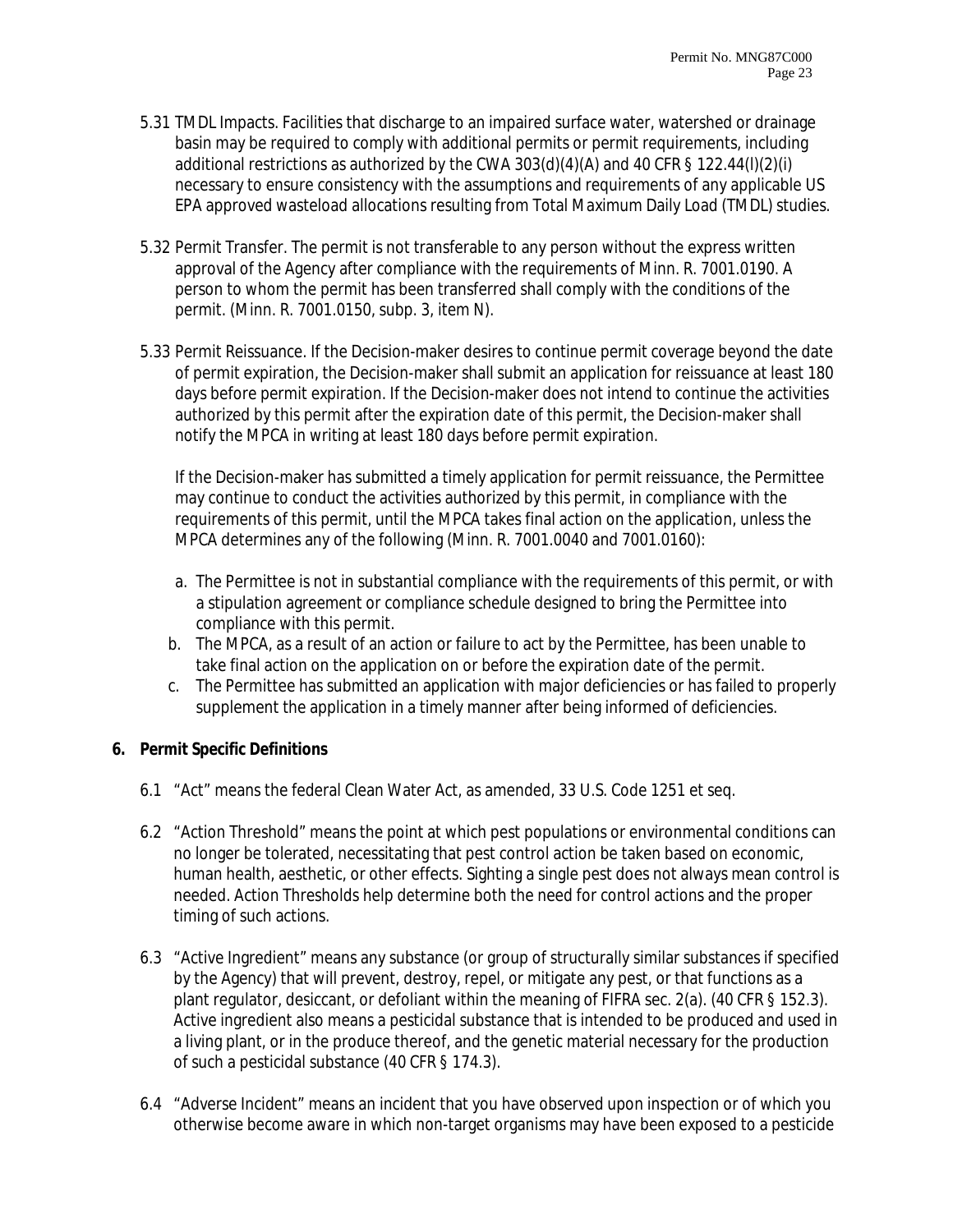5.31 TMDL Impacts. Facilities that discharge to an impaired surface water, watershed or drainage basin may be required to comply with additional permits or permit requirements, including additional restrictions as authorized by the CWA 303(d)(4)(A) and 40 CFR § 122.44(l)(2)(i) necessary to ensure consistency with the assumptions and requirements of any applicable US EPA approved wasteload allocations resulting from Total Maximum Daily Load (TMDL) studies.

5.32 Permit Transfer. The permit is not transferable to any person without the express written approval of the Agency after compliance with the requirements of Minn. R. 7001.0190. A person to whom the permit has been transferred shall comply with the conditions of the permit. (Minn. R. 7001.0150, subp. 3, item N).

5.33 Permit Reissuance. If the Decision-maker desires to continue permit coverage beyond the date of permit expiration, the Decision-maker shall submit an application for reissuance at least 180 days before permit expiration. If the Decision-maker does not intend to continue the activities authorized by this permit after the expiration date of this permit, the Decision-maker shall notify the MPCA in writing at least 180 days before permit expiration.

If the Decision-maker has submitted a timely application for permit reissuance, the Permittee may continue to conduct the activities authorized by this permit, in compliance with the requirements of this permit, until the MPCA takes final action on the application, unless the MPCA determines any of the following (Minn. R. 7001.0040 and 7001.0160):

a. The Permittee is not in substantial compliance with the requirements of this permit, or with a stipulation agreement or compliance schedule designed to bring the Permittee into compliance with this permit.
b. The MPCA, as a result of an action or failure to act by the Permittee, has been unable to take final action on the application on or before the expiration date of the permit.
c. The Permittee has submitted an application with major deficiencies or has failed to properly supplement the application in a timely manner after being informed of deficiencies.

## 6. Permit Specific Definitions

6.1 "Act" means the federal Clean Water Act, as amended, 33 U.S. Code 1251 et seq.

6.2 "Action Threshold" means the point at which pest populations or environmental conditions can no longer be tolerated, necessitating that pest control action be taken based on economic, human health, aesthetic, or other effects. Sighting a single pest does not always mean control is needed. Action Thresholds help determine both the need for control actions and the proper timing of such actions.

6.3 "Active Ingredient" means any substance (or group of structurally similar substances if specified by the Agency) that will prevent, destroy, repel, or mitigate any pest, or that functions as a plant regulator, desiccant, or defoliant within the meaning of FIFRA sec. 2(a). (40 CFR § 152.3). Active ingredient also means a pesticidal substance that is intended to be produced and used in a living plant, or in the produce thereof, and the genetic material necessary for the production of such a pesticidal substance (40 CFR § 174.3).

6.4 "Adverse Incident" means an incident that you have observed upon inspection or of which you otherwise become aware in which non-target organisms may have been exposed to a pesticide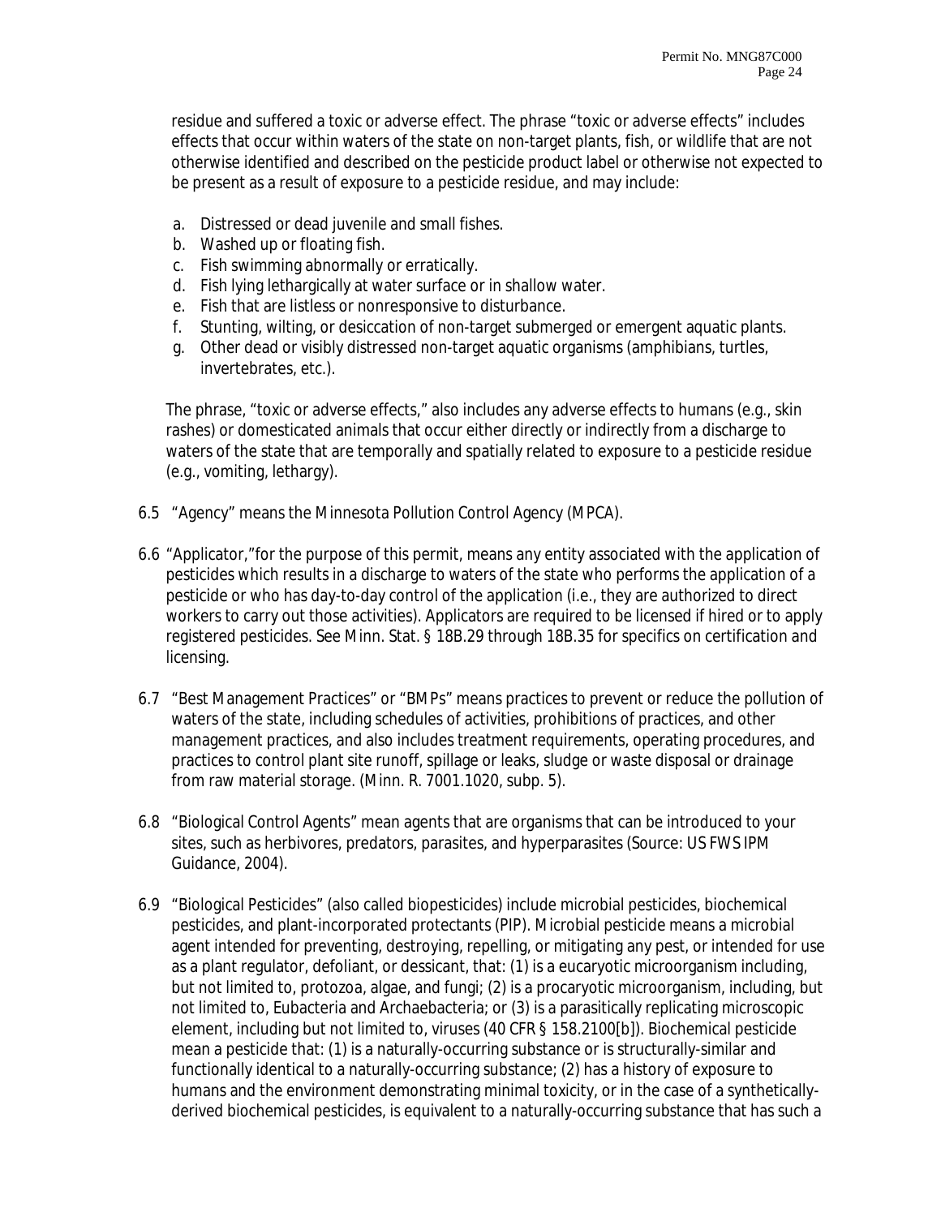residue and suffered a toxic or adverse effect. The phrase "toxic or adverse effects" includes effects that occur within waters of the state on non-target plants, fish, or wildlife that are not otherwise identified and described on the pesticide product label or otherwise not expected to be present as a result of exposure to a pesticide residue, and may include:

a. Distressed or dead juvenile and small fishes.
b. Washed up or floating fish.
c. Fish swimming abnormally or erratically.
d. Fish lying lethargically at water surface or in shallow water.
e. Fish that are listless or nonresponsive to disturbance.
f. Stunting, wilting, or desiccation of non-target submerged or emergent aquatic plants.
g. Other dead or visibly distressed non-target aquatic organisms (amphibians, turtles, invertebrates, etc.).

The phrase, "toxic or adverse effects," also includes any adverse effects to humans (e.g., skin rashes) or domesticated animals that occur either directly or indirectly from a discharge to waters of the state that are temporally and spatially related to exposure to a pesticide residue (e.g., vomiting, lethargy).

6.5 "Agency" means the Minnesota Pollution Control Agency (MPCA).

6.6 "Applicator,"for the purpose of this permit, means any entity associated with the application of pesticides which results in a discharge to waters of the state who performs the application of a pesticide or who has day-to-day control of the application (i.e., they are authorized to direct workers to carry out those activities). Applicators are required to be licensed if hired or to apply registered pesticides. See Minn. Stat. § 18B.29 through 18B.35 for specifics on certification and licensing.

6.7 "Best Management Practices" or "BMPs" means practices to prevent or reduce the pollution of waters of the state, including schedules of activities, prohibitions of practices, and other management practices, and also includes treatment requirements, operating procedures, and practices to control plant site runoff, spillage or leaks, sludge or waste disposal or drainage from raw material storage. (Minn. R. 7001.1020, subp. 5).

6.8 "Biological Control Agents" mean agents that are organisms that can be introduced to your sites, such as herbivores, predators, parasites, and hyperparasites (Source: US FWS IPM Guidance, 2004).

6.9 "Biological Pesticides" (also called biopesticides) include microbial pesticides, biochemical pesticides, and plant-incorporated protectants (PIP). Microbial pesticide means a microbial agent intended for preventing, destroying, repelling, or mitigating any pest, or intended for use as a plant regulator, defoliant, or dessicant, that: (1) is a eucaryotic microorganism including, but not limited to, protozoa, algae, and fungi; (2) is a procaryotic microorganism, including, but not limited to, Eubacteria and Archaebacteria; or (3) is a parasitically replicating microscopic element, including but not limited to, viruses (40 CFR § 158.2100[b]). Biochemical pesticide mean a pesticide that: (1) is a naturally-occurring substance or is structurally-similar and functionally identical to a naturally-occurring substance; (2) has a history of exposure to humans and the environment demonstrating minimal toxicity, or in the case of a synthetically-derived biochemical pesticides, is equivalent to a naturally-occurring substance that has such a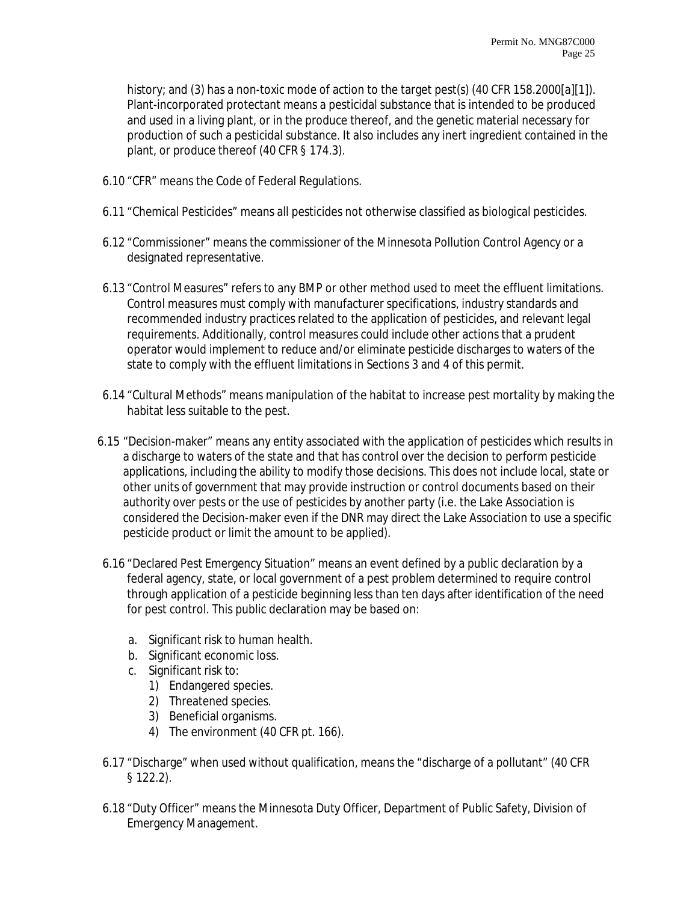history; and (3) has a non-toxic mode of action to the target pest(s) (40 CFR 158.2000[a][1]). Plant-incorporated protectant means a pesticidal substance that is intended to be produced and used in a living plant, or in the produce thereof, and the genetic material necessary for production of such a pesticidal substance. It also includes any inert ingredient contained in the plant, or produce thereof (40 CFR § 174.3).

6.10 "CFR" means the Code of Federal Regulations.

6.11 "Chemical Pesticides" means all pesticides not otherwise classified as biological pesticides.

6.12 "Commissioner" means the commissioner of the Minnesota Pollution Control Agency or a designated representative.

6.13 "Control Measures" refers to any BMP or other method used to meet the effluent limitations. Control measures must comply with manufacturer specifications, industry standards and recommended industry practices related to the application of pesticides, and relevant legal requirements. Additionally, control measures could include other actions that a prudent operator would implement to reduce and/or eliminate pesticide discharges to waters of the state to comply with the effluent limitations in Sections 3 and 4 of this permit.

6.14 "Cultural Methods" means manipulation of the habitat to increase pest mortality by making the habitat less suitable to the pest.

6.15 "Decision-maker" means any entity associated with the application of pesticides which results in a discharge to waters of the state and that has control over the decision to perform pesticide applications, including the ability to modify those decisions. This does not include local, state or other units of government that may provide instruction or control documents based on their authority over pests or the use of pesticides by another party (i.e. the Lake Association is considered the Decision-maker even if the DNR may direct the Lake Association to use a specific pesticide product or limit the amount to be applied).

6.16 "Declared Pest Emergency Situation" means an event defined by a public declaration by a federal agency, state, or local government of a pest problem determined to require control through application of a pesticide beginning less than ten days after identification of the need for pest control. This public declaration may be based on:

a. Significant risk to human health.
b. Significant economic loss.
c. Significant risk to:
    1) Endangered species.
    2) Threatened species.
    3) Beneficial organisms.
    4) The environment (40 CFR pt. 166).

6.17 "Discharge" when used without qualification, means the "discharge of a pollutant" (40 CFR § 122.2).

6.18 "Duty Officer" means the Minnesota Duty Officer, Department of Public Safety, Division of Emergency Management.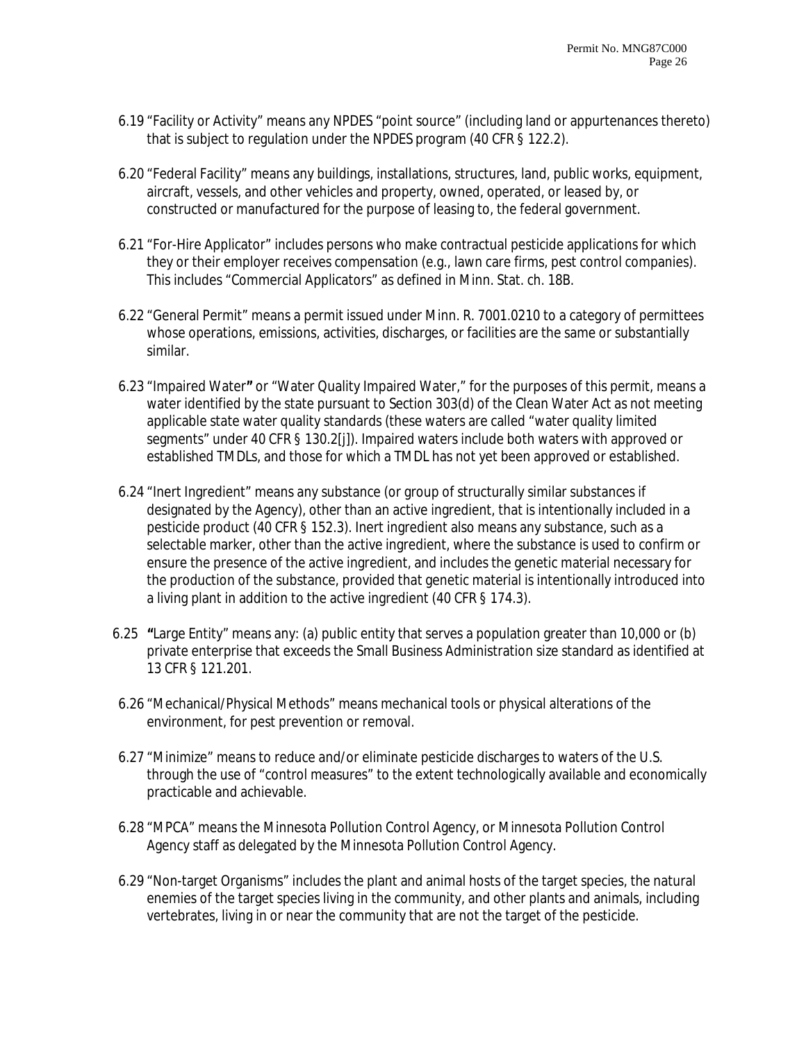6.19 "Facility or Activity" means any NPDES "point source" (including land or appurtenances thereto) that is subject to regulation under the NPDES program (40 CFR § 122.2).

6.20 "Federal Facility" means any buildings, installations, structures, land, public works, equipment, aircraft, vessels, and other vehicles and property, owned, operated, or leased by, or constructed or manufactured for the purpose of leasing to, the federal government.

6.21 "For-Hire Applicator" includes persons who make contractual pesticide applications for which they or their employer receives compensation (e.g., lawn care firms, pest control companies). This includes "Commercial Applicators" as defined in Minn. Stat. ch. 18B.

6.22 "General Permit" means a permit issued under Minn. R. 7001.0210 to a category of permittees whose operations, emissions, activities, discharges, or facilities are the same or substantially similar.

6.23 "Impaired Water**"** or "Water Quality Impaired Water," for the purposes of this permit, means a water identified by the state pursuant to Section 303(d) of the Clean Water Act as not meeting applicable state water quality standards (these waters are called "water quality limited segments" under 40 CFR § 130.2[j]). Impaired waters include both waters with approved or established TMDLs, and those for which a TMDL has not yet been approved or established.

6.24 "Inert Ingredient" means any substance (or group of structurally similar substances if designated by the Agency), other than an active ingredient, that is intentionally included in a pesticide product (40 CFR § 152.3). Inert ingredient also means any substance, such as a selectable marker, other than the active ingredient, where the substance is used to confirm or ensure the presence of the active ingredient, and includes the genetic material necessary for the production of the substance, provided that genetic material is intentionally introduced into a living plant in addition to the active ingredient (40 CFR § 174.3).

6.25 **"**Large Entity" means any: (a) public entity that serves a population greater than 10,000 or (b) private enterprise that exceeds the Small Business Administration size standard as identified at 13 CFR § 121.201.

6.26 "Mechanical/Physical Methods" means mechanical tools or physical alterations of the environment, for pest prevention or removal.

6.27 "Minimize" means to reduce and/or eliminate pesticide discharges to waters of the U.S. through the use of "control measures" to the extent technologically available and economically practicable and achievable.

6.28 "MPCA" means the Minnesota Pollution Control Agency, or Minnesota Pollution Control Agency staff as delegated by the Minnesota Pollution Control Agency.

6.29 "Non-target Organisms" includes the plant and animal hosts of the target species, the natural enemies of the target species living in the community, and other plants and animals, including vertebrates, living in or near the community that are not the target of the pesticide.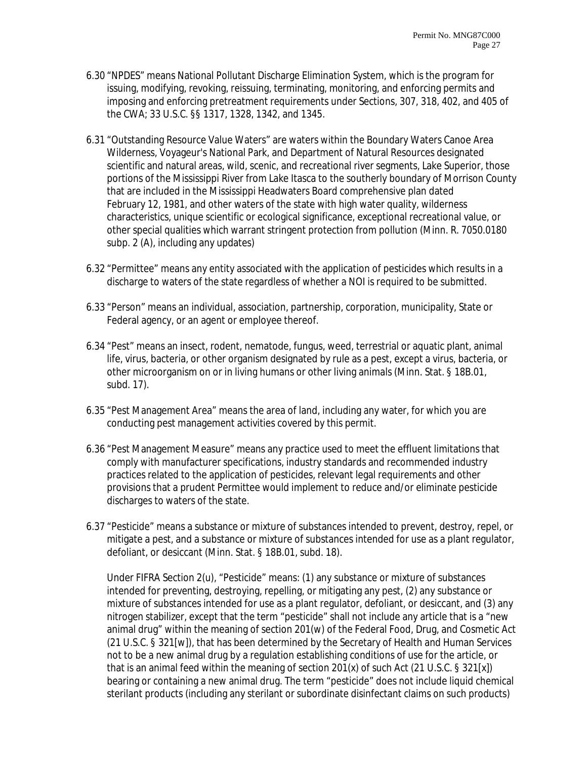6.30 "NPDES" means National Pollutant Discharge Elimination System, which is the program for issuing, modifying, revoking, reissuing, terminating, monitoring, and enforcing permits and imposing and enforcing pretreatment requirements under Sections, 307, 318, 402, and 405 of the CWA; 33 U.S.C. §§ 1317, 1328, 1342, and 1345.

6.31 "Outstanding Resource Value Waters" are waters within the Boundary Waters Canoe Area Wilderness, Voyageur's National Park, and Department of Natural Resources designated scientific and natural areas, wild, scenic, and recreational river segments, Lake Superior, those portions of the Mississippi River from Lake Itasca to the southerly boundary of Morrison County that are included in the Mississippi Headwaters Board comprehensive plan dated February 12, 1981, and other waters of the state with high water quality, wilderness characteristics, unique scientific or ecological significance, exceptional recreational value, or other special qualities which warrant stringent protection from pollution (Minn. R. 7050.0180 subp. 2 (A), including any updates)

6.32 "Permittee" means any entity associated with the application of pesticides which results in a discharge to waters of the state regardless of whether a NOI is required to be submitted.

6.33 "Person" means an individual, association, partnership, corporation, municipality, State or Federal agency, or an agent or employee thereof.

6.34 "Pest" means an insect, rodent, nematode, fungus, weed, terrestrial or aquatic plant, animal life, virus, bacteria, or other organism designated by rule as a pest, except a virus, bacteria, or other microorganism on or in living humans or other living animals (Minn. Stat. § 18B.01, subd. 17).

6.35 "Pest Management Area" means the area of land, including any water, for which you are conducting pest management activities covered by this permit.

6.36 "Pest Management Measure" means any practice used to meet the effluent limitations that comply with manufacturer specifications, industry standards and recommended industry practices related to the application of pesticides, relevant legal requirements and other provisions that a prudent Permittee would implement to reduce and/or eliminate pesticide discharges to waters of the state.

6.37 "Pesticide" means a substance or mixture of substances intended to prevent, destroy, repel, or mitigate a pest, and a substance or mixture of substances intended for use as a plant regulator, defoliant, or desiccant (Minn. Stat. § 18B.01, subd. 18).

Under FIFRA Section 2(u), "Pesticide" means: (1) any substance or mixture of substances intended for preventing, destroying, repelling, or mitigating any pest, (2) any substance or mixture of substances intended for use as a plant regulator, defoliant, or desiccant, and (3) any nitrogen stabilizer, except that the term "pesticide" shall not include any article that is a "new animal drug" within the meaning of section 201(w) of the Federal Food, Drug, and Cosmetic Act (21 U.S.C. § 321[w]), that has been determined by the Secretary of Health and Human Services not to be a new animal drug by a regulation establishing conditions of use for the article, or that is an animal feed within the meaning of section 201(x) of such Act (21 U.S.C. § 321[x]) bearing or containing a new animal drug. The term "pesticide" does not include liquid chemical sterilant products (including any sterilant or subordinate disinfectant claims on such products)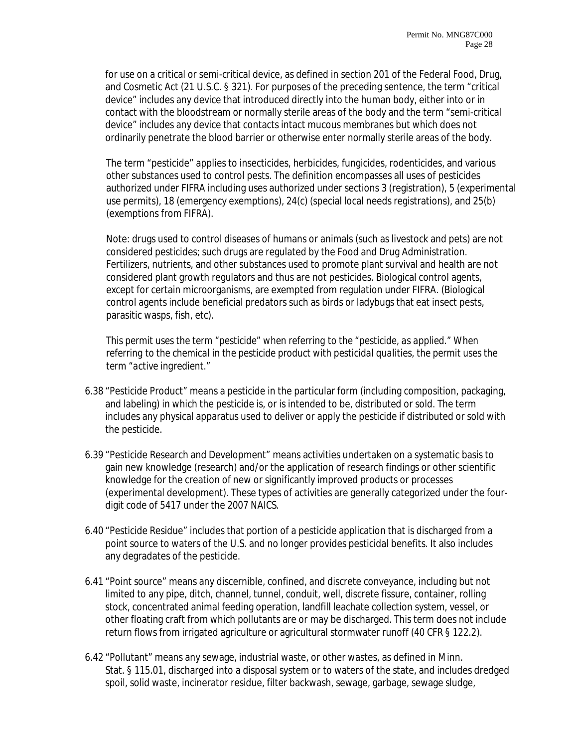for use on a critical or semi-critical device, as defined in section 201 of the Federal Food, Drug, and Cosmetic Act (21 U.S.C. § 321). For purposes of the preceding sentence, the term "critical device" includes any device that introduced directly into the human body, either into or in contact with the bloodstream or normally sterile areas of the body and the term "semi-critical device" includes any device that contacts intact mucous membranes but which does not ordinarily penetrate the blood barrier or otherwise enter normally sterile areas of the body.

The term "pesticide" applies to insecticides, herbicides, fungicides, rodenticides, and various other substances used to control pests. The definition encompasses all uses of pesticides authorized under FIFRA including uses authorized under sections 3 (registration), 5 (experimental use permits), 18 (emergency exemptions), 24(c) (special local needs registrations), and 25(b) (exemptions from FIFRA).

Note: drugs used to control diseases of humans or animals (such as livestock and pets) are not considered pesticides; such drugs are regulated by the Food and Drug Administration. Fertilizers, nutrients, and other substances used to promote plant survival and health are not considered plant growth regulators and thus are not pesticides. Biological control agents, except for certain microorganisms, are exempted from regulation under FIFRA. (Biological control agents include beneficial predators such as birds or ladybugs that eat insect pests, parasitic wasps, fish, etc).

This permit uses the term "pesticide" when referring to the "pesticide, as applied." When referring to the chemical in the pesticide product with pesticidal qualities, the permit uses the term "active ingredient."

6.38 "Pesticide Product" means a pesticide in the particular form (including composition, packaging, and labeling) in which the pesticide is, or is intended to be, distributed or sold. The term includes any physical apparatus used to deliver or apply the pesticide if distributed or sold with the pesticide.

6.39 "Pesticide Research and Development" means activities undertaken on a systematic basis to gain new knowledge (research) and/or the application of research findings or other scientific knowledge for the creation of new or significantly improved products or processes (experimental development). These types of activities are generally categorized under the four-digit code of 5417 under the 2007 NAICS.

6.40 "Pesticide Residue" includes that portion of a pesticide application that is discharged from a point source to waters of the U.S. and no longer provides pesticidal benefits. It also includes any degradates of the pesticide.

6.41 "Point source" means any discernible, confined, and discrete conveyance, including but not limited to any pipe, ditch, channel, tunnel, conduit, well, discrete fissure, container, rolling stock, concentrated animal feeding operation, landfill leachate collection system, vessel, or other floating craft from which pollutants are or may be discharged. This term does not include return flows from irrigated agriculture or agricultural stormwater runoff (40 CFR § 122.2).

6.42 "Pollutant" means any sewage, industrial waste, or other wastes, as defined in Minn. Stat. § 115.01, discharged into a disposal system or to waters of the state, and includes dredged spoil, solid waste, incinerator residue, filter backwash, sewage, garbage, sewage sludge,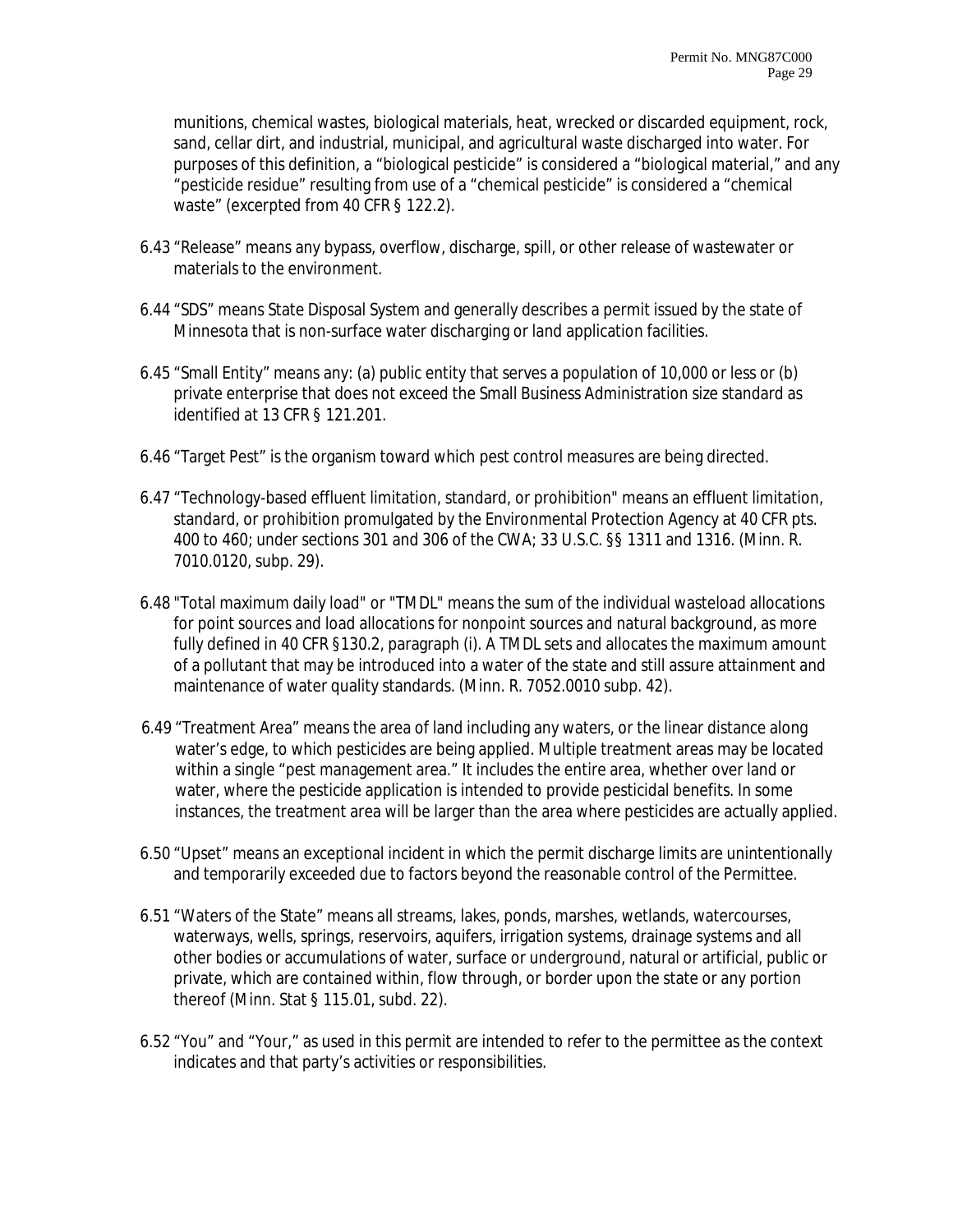munitions, chemical wastes, biological materials, heat, wrecked or discarded equipment, rock, sand, cellar dirt, and industrial, municipal, and agricultural waste discharged into water. For purposes of this definition, a "biological pesticide" is considered a "biological material," and any "pesticide residue" resulting from use of a "chemical pesticide" is considered a "chemical waste" (excerpted from 40 CFR § 122.2).

6.43 "Release" means any bypass, overflow, discharge, spill, or other release of wastewater or materials to the environment.

6.44 "SDS" means State Disposal System and generally describes a permit issued by the state of Minnesota that is non-surface water discharging or land application facilities.

6.45 "Small Entity" means any: (a) public entity that serves a population of 10,000 or less or (b) private enterprise that does not exceed the Small Business Administration size standard as identified at 13 CFR § 121.201.

6.46 "Target Pest" is the organism toward which pest control measures are being directed.

6.47 "Technology-based effluent limitation, standard, or prohibition" means an effluent limitation, standard, or prohibition promulgated by the Environmental Protection Agency at 40 CFR pts. 400 to 460; under sections 301 and 306 of the CWA; 33 U.S.C. §§ 1311 and 1316. (Minn. R. 7010.0120, subp. 29).

6.48 "Total maximum daily load" or "TMDL" means the sum of the individual wasteload allocations for point sources and load allocations for nonpoint sources and natural background, as more fully defined in 40 CFR §130.2, paragraph (i). A TMDL sets and allocates the maximum amount of a pollutant that may be introduced into a water of the state and still assure attainment and maintenance of water quality standards. (Minn. R. 7052.0010 subp. 42).

6.49 "Treatment Area" means the area of land including any waters, or the linear distance along water's edge, to which pesticides are being applied. Multiple treatment areas may be located within a single "pest management area." It includes the entire area, whether over land or water, where the pesticide application is intended to provide pesticidal benefits. In some instances, the treatment area will be larger than the area where pesticides are actually applied.

6.50 "Upset" means an exceptional incident in which the permit discharge limits are unintentionally and temporarily exceeded due to factors beyond the reasonable control of the Permittee.

6.51 "Waters of the State" means all streams, lakes, ponds, marshes, wetlands, watercourses, waterways, wells, springs, reservoirs, aquifers, irrigation systems, drainage systems and all other bodies or accumulations of water, surface or underground, natural or artificial, public or private, which are contained within, flow through, or border upon the state or any portion thereof (Minn. Stat § 115.01, subd. 22).

6.52 "You" and "Your," as used in this permit are intended to refer to the permittee as the context indicates and that party's activities or responsibilities.